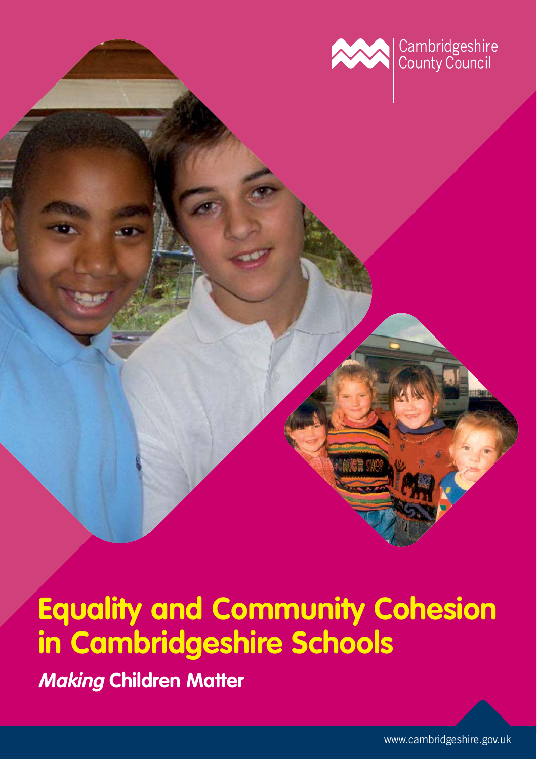Cambridgeshire County Council

# Equality and Community Cohesion in Cambridgeshire Schools

***Making* Children Matter**

www.cambridgeshire.gov.uk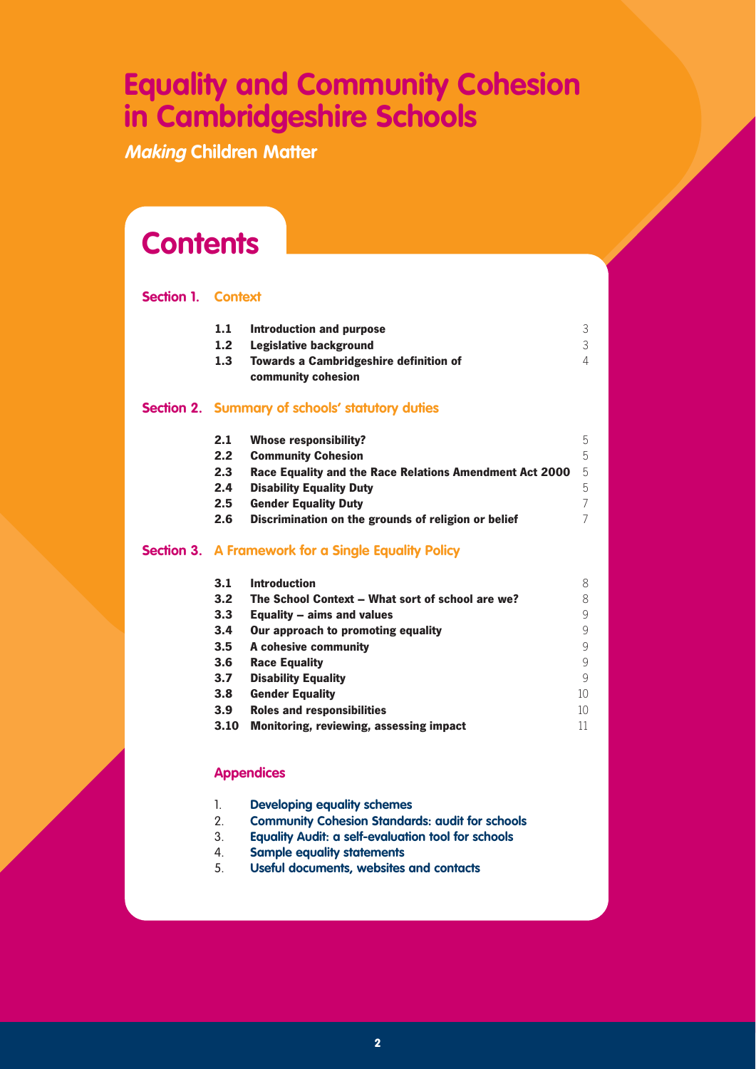# Equality and Community Cohesion in Cambridgeshire Schools

***Making* Children Matter**

## Contents

### Section 1. Context

| | | |
|---|---|---|
| **1.1** | **Introduction and purpose** | 3 |
| **1.2** | **Legislative background** | 3 |
| **1.3** | **Towards a Cambridgeshire definition of community cohesion** | 4 |

### Section 2. Summary of schools' statutory duties

| | | |
|---|---|---|
| **2.1** | **Whose responsibility?** | 5 |
| **2.2** | **Community Cohesion** | 5 |
| **2.3** | **Race Equality and the Race Relations Amendment Act 2000** | 5 |
| **2.4** | **Disability Equality Duty** | 5 |
| **2.5** | **Gender Equality Duty** | 7 |
| **2.6** | **Discrimination on the grounds of religion or belief** | 7 |

### Section 3. A Framework for a Single Equality Policy

| | | |
|---|---|---|
| **3.1** | **Introduction** | 8 |
| **3.2** | **The School Context – What sort of school are we?** | 8 |
| **3.3** | **Equality – aims and values** | 9 |
| **3.4** | **Our approach to promoting equality** | 9 |
| **3.5** | **A cohesive community** | 9 |
| **3.6** | **Race Equality** | 9 |
| **3.7** | **Disability Equality** | 9 |
| **3.8** | **Gender Equality** | 10 |
| **3.9** | **Roles and responsibilities** | 10 |
| **3.10** | **Monitoring, reviewing, assessing impact** | 11 |

### Appendices

1. **Developing equality schemes**
2. **Community Cohesion Standards: audit for schools**
3. **Equality Audit: a self-evaluation tool for schools**
4. **Sample equality statements**
5. **Useful documents, websites and contacts**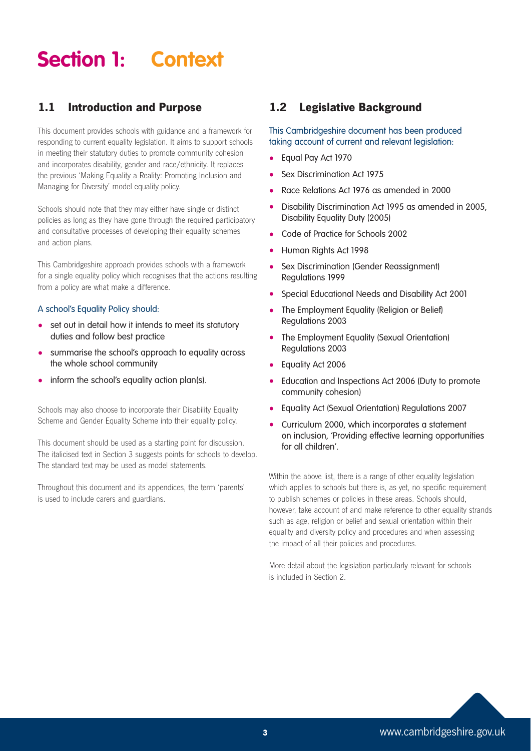# Section 1: Context

## 1.1 Introduction and Purpose

This document provides schools with guidance and a framework for responding to current equality legislation. It aims to support schools in meeting their statutory duties to promote community cohesion and incorporates disability, gender and race/ethnicity. It replaces the previous 'Making Equality a Reality: Promoting Inclusion and Managing for Diversity' model equality policy.

Schools should note that they may either have single or distinct policies as long as they have gone through the required participatory and consultative processes of developing their equality schemes and action plans.

This Cambridgeshire approach provides schools with a framework for a single equality policy which recognises that the actions resulting from a policy are what make a difference.

A school's Equality Policy should:

- set out in detail how it intends to meet its statutory duties and follow best practice
- summarise the school's approach to equality across the whole school community
- inform the school's equality action plan(s).

Schools may also choose to incorporate their Disability Equality Scheme and Gender Equality Scheme into their equality policy.

This document should be used as a starting point for discussion. The italicised text in Section 3 suggests points for schools to develop. The standard text may be used as model statements.

Throughout this document and its appendices, the term 'parents' is used to include carers and guardians.

## 1.2 Legislative Background

This Cambridgeshire document has been produced taking account of current and relevant legislation:

- Equal Pay Act 1970
- Sex Discrimination Act 1975
- Race Relations Act 1976 as amended in 2000
- Disability Discrimination Act 1995 as amended in 2005, Disability Equality Duty (2005)
- Code of Practice for Schools 2002
- Human Rights Act 1998
- Sex Discrimination (Gender Reassignment) Regulations 1999
- Special Educational Needs and Disability Act 2001
- The Employment Equality (Religion or Belief) Regulations 2003
- The Employment Equality (Sexual Orientation) Regulations 2003
- Equality Act 2006
- Education and Inspections Act 2006 (Duty to promote community cohesion)
- Equality Act (Sexual Orientation) Regulations 2007
- Curriculum 2000, which incorporates a statement on inclusion, 'Providing effective learning opportunities for all children'.

Within the above list, there is a range of other equality legislation which applies to schools but there is, as yet, no specific requirement to publish schemes or policies in these areas. Schools should, however, take account of and make reference to other equality strands such as age, religion or belief and sexual orientation within their equality and diversity policy and procedures and when assessing the impact of all their policies and procedures.

More detail about the legislation particularly relevant for schools is included in Section 2.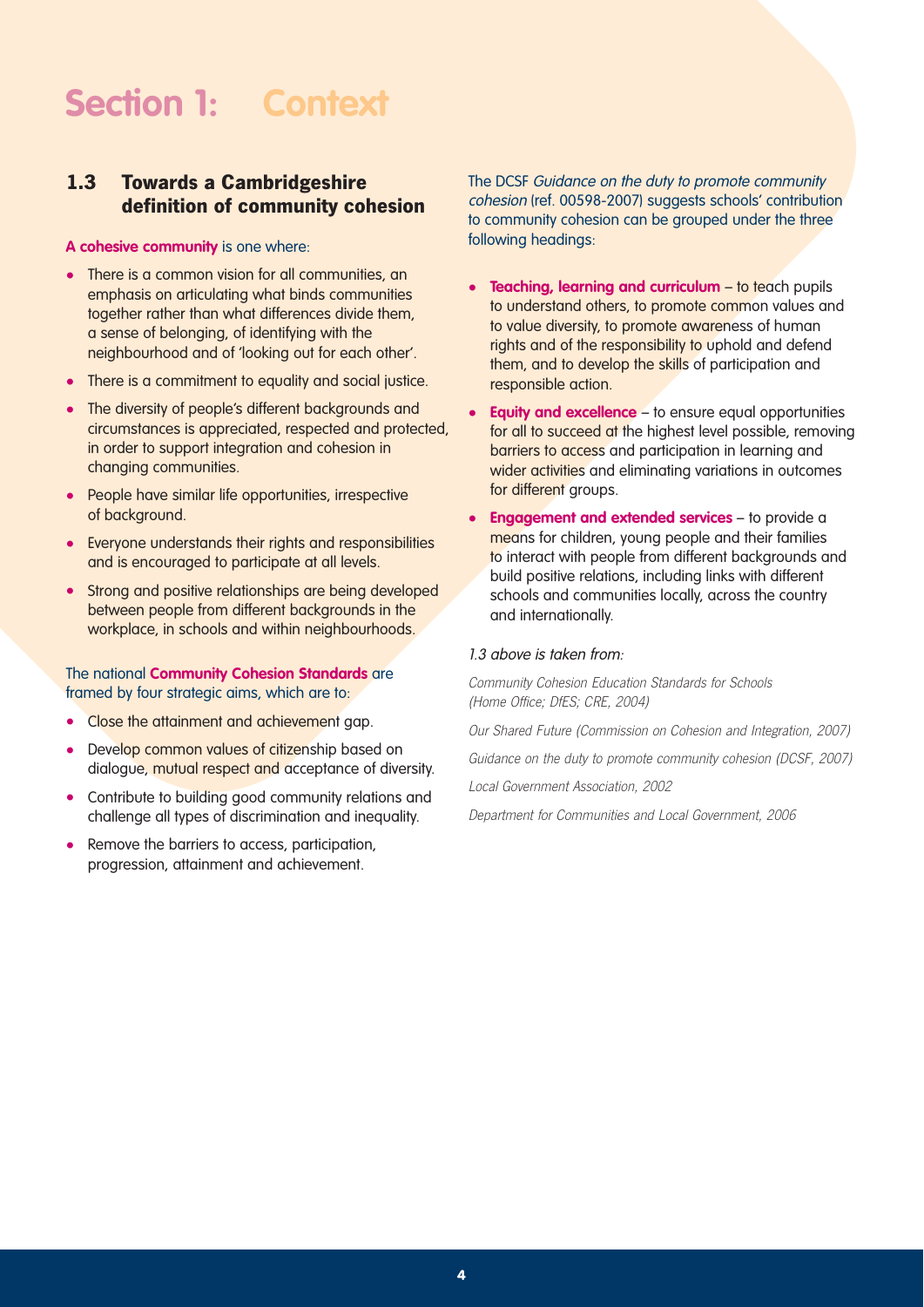# Section 1: Context

## 1.3 Towards a Cambridgeshire definition of community cohesion

**A cohesive community** is one where:

- There is a common vision for all communities, an emphasis on articulating what binds communities together rather than what differences divide them, a sense of belonging, of identifying with the neighbourhood and of 'looking out for each other'.
- There is a commitment to equality and social justice.
- The diversity of people's different backgrounds and circumstances is appreciated, respected and protected, in order to support integration and cohesion in changing communities.
- People have similar life opportunities, irrespective of background.
- Everyone understands their rights and responsibilities and is encouraged to participate at all levels.
- Strong and positive relationships are being developed between people from different backgrounds in the workplace, in schools and within neighbourhoods.

The national **Community Cohesion Standards** are framed by four strategic aims, which are to:

- Close the attainment and achievement gap.
- Develop common values of citizenship based on dialogue, mutual respect and acceptance of diversity.
- Contribute to building good community relations and challenge all types of discrimination and inequality.
- Remove the barriers to access, participation, progression, attainment and achievement.

The DCSF *Guidance on the duty to promote community cohesion* (ref. 00598-2007) suggests schools' contribution to community cohesion can be grouped under the three following headings:

- **Teaching, learning and curriculum** – to teach pupils to understand others, to promote common values and to value diversity, to promote awareness of human rights and of the responsibility to uphold and defend them, and to develop the skills of participation and responsible action.
- **Equity and excellence** – to ensure equal opportunities for all to succeed at the highest level possible, removing barriers to access and participation in learning and wider activities and eliminating variations in outcomes for different groups.
- **Engagement and extended services** – to provide a means for children, young people and their families to interact with people from different backgrounds and build positive relations, including links with different schools and communities locally, across the country and internationally.

*1.3 above is taken from:*

*Community Cohesion Education Standards for Schools (Home Office; DfES; CRE, 2004)*

*Our Shared Future (Commission on Cohesion and Integration, 2007)*

*Guidance on the duty to promote community cohesion (DCSF, 2007)*

*Local Government Association, 2002*

*Department for Communities and Local Government, 2006*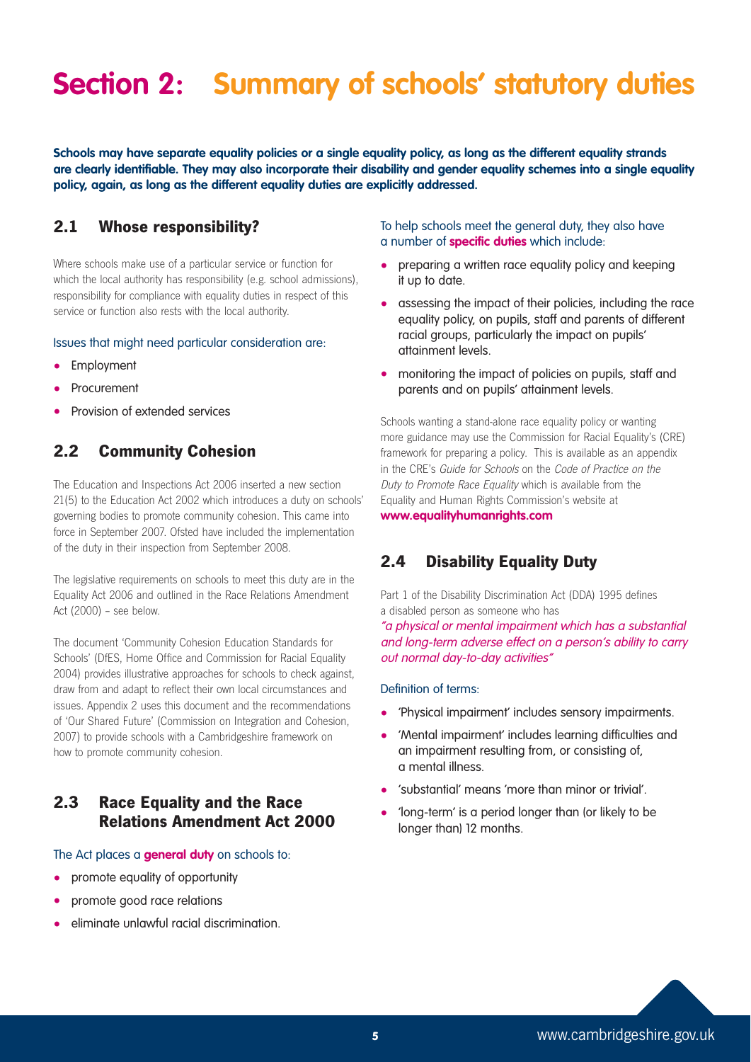# Section 2: Summary of schools' statutory duties

**Schools may have separate equality policies or a single equality policy, as long as the different equality strands are clearly identifiable. They may also incorporate their disability and gender equality schemes into a single equality policy, again, as long as the different equality duties are explicitly addressed.**

## 2.1 Whose responsibility?

Where schools make use of a particular service or function for which the local authority has responsibility (e.g. school admissions), responsibility for compliance with equality duties in respect of this service or function also rests with the local authority.

Issues that might need particular consideration are:

- Employment
- Procurement
- Provision of extended services

## 2.2 Community Cohesion

The Education and Inspections Act 2006 inserted a new section 21(5) to the Education Act 2002 which introduces a duty on schools' governing bodies to promote community cohesion. This came into force in September 2007. Ofsted have included the implementation of the duty in their inspection from September 2008.

The legislative requirements on schools to meet this duty are in the Equality Act 2006 and outlined in the Race Relations Amendment Act (2000) – see below.

The document 'Community Cohesion Education Standards for Schools' (DfES, Home Office and Commission for Racial Equality 2004) provides illustrative approaches for schools to check against, draw from and adapt to reflect their own local circumstances and issues. Appendix 2 uses this document and the recommendations of 'Our Shared Future' (Commission on Integration and Cohesion, 2007) to provide schools with a Cambridgeshire framework on how to promote community cohesion.

## 2.3 Race Equality and the Race Relations Amendment Act 2000

The Act places a **general duty** on schools to:

- promote equality of opportunity
- promote good race relations
- eliminate unlawful racial discrimination.

To help schools meet the general duty, they also have a number of **specific duties** which include:

- preparing a written race equality policy and keeping it up to date.
- assessing the impact of their policies, including the race equality policy, on pupils, staff and parents of different racial groups, particularly the impact on pupils' attainment levels.
- monitoring the impact of policies on pupils, staff and parents and on pupils' attainment levels.

Schools wanting a stand-alone race equality policy or wanting more guidance may use the Commission for Racial Equality's (CRE) framework for preparing a policy. This is available as an appendix in the CRE's *Guide for Schools* on the *Code of Practice on the Duty to Promote Race Equality* which is available from the Equality and Human Rights Commission's website at **www.equalityhumanrights.com**

## 2.4 Disability Equality Duty

Part 1 of the Disability Discrimination Act (DDA) 1995 defines a disabled person as someone who has

*"a physical or mental impairment which has a substantial and long-term adverse effect on a person's ability to carry out normal day-to-day activities"*

Definition of terms:

- 'Physical impairment' includes sensory impairments.
- 'Mental impairment' includes learning difficulties and an impairment resulting from, or consisting of, a mental illness.
- 'substantial' means 'more than minor or trivial'.
- 'long-term' is a period longer than (or likely to be longer than) 12 months.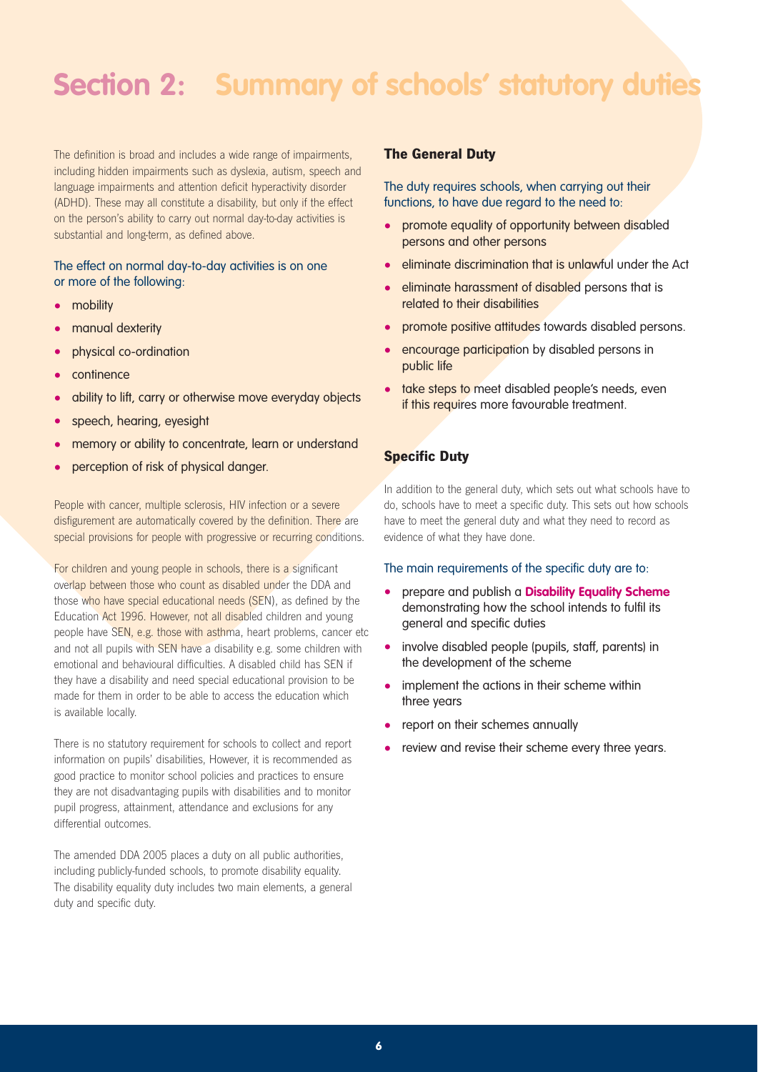# Section 2: Summary of schools' statutory duties

The definition is broad and includes a wide range of impairments, including hidden impairments such as dyslexia, autism, speech and language impairments and attention deficit hyperactivity disorder (ADHD). These may all constitute a disability, but only if the effect on the person's ability to carry out normal day-to-day activities is substantial and long-term, as defined above.

The effect on normal day-to-day activities is on one or more of the following:

- mobility
- manual dexterity
- physical co-ordination
- continence
- ability to lift, carry or otherwise move everyday objects
- speech, hearing, eyesight
- memory or ability to concentrate, learn or understand
- perception of risk of physical danger.

People with cancer, multiple sclerosis, HIV infection or a severe disfigurement are automatically covered by the definition. There are special provisions for people with progressive or recurring conditions.

For children and young people in schools, there is a significant overlap between those who count as disabled under the DDA and those who have special educational needs (SEN), as defined by the Education Act 1996. However, not all disabled children and young people have SEN, e.g. those with asthma, heart problems, cancer etc and not all pupils with SEN have a disability e.g. some children with emotional and behavioural difficulties. A disabled child has SEN if they have a disability and need special educational provision to be made for them in order to be able to access the education which is available locally.

There is no statutory requirement for schools to collect and report information on pupils' disabilities, However, it is recommended as good practice to monitor school policies and practices to ensure they are not disadvantaging pupils with disabilities and to monitor pupil progress, attainment, attendance and exclusions for any differential outcomes.

The amended DDA 2005 places a duty on all public authorities, including publicly-funded schools, to promote disability equality. The disability equality duty includes two main elements, a general duty and specific duty.

## The General Duty

The duty requires schools, when carrying out their functions, to have due regard to the need to:

- promote equality of opportunity between disabled persons and other persons
- eliminate discrimination that is unlawful under the Act
- eliminate harassment of disabled persons that is related to their disabilities
- promote positive attitudes towards disabled persons.
- encourage participation by disabled persons in public life
- take steps to meet disabled people's needs, even if this requires more favourable treatment.

## Specific Duty

In addition to the general duty, which sets out what schools have to do, schools have to meet a specific duty. This sets out how schools have to meet the general duty and what they need to record as evidence of what they have done.

The main requirements of the specific duty are to:

- prepare and publish a **Disability Equality Scheme** demonstrating how the school intends to fulfil its general and specific duties
- involve disabled people (pupils, staff, parents) in the development of the scheme
- implement the actions in their scheme within three years
- report on their schemes annually
- review and revise their scheme every three years.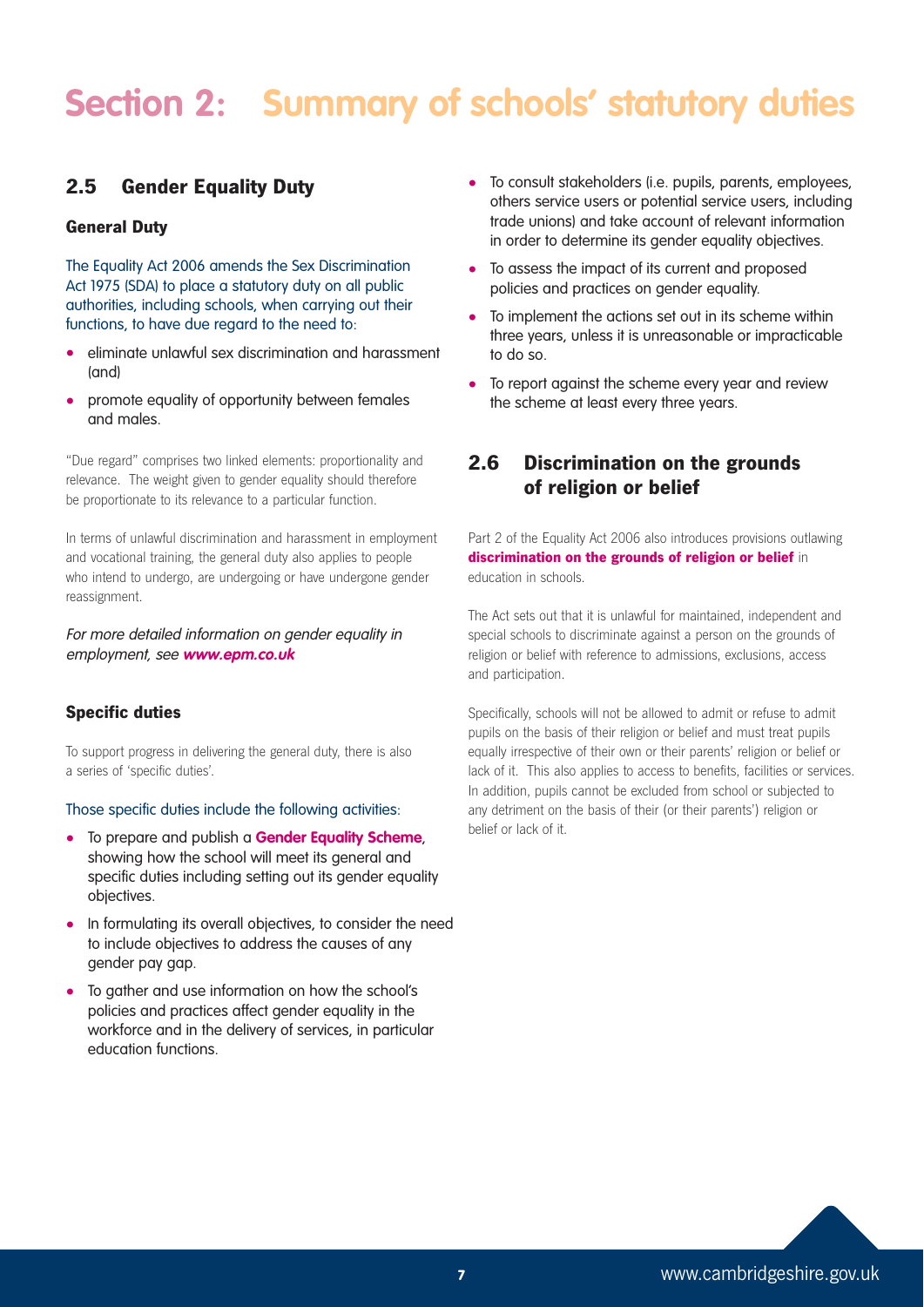# Section 2: Summary of schools' statutory duties

## 2.5 Gender Equality Duty

### General Duty

The Equality Act 2006 amends the Sex Discrimination Act 1975 (SDA) to place a statutory duty on all public authorities, including schools, when carrying out their functions, to have due regard to the need to:

- eliminate unlawful sex discrimination and harassment (and)
- promote equality of opportunity between females and males.

"Due regard" comprises two linked elements: proportionality and relevance. The weight given to gender equality should therefore be proportionate to its relevance to a particular function.

In terms of unlawful discrimination and harassment in employment and vocational training, the general duty also applies to people who intend to undergo, are undergoing or have undergone gender reassignment.

*For more detailed information on gender equality in employment, see **www.epm.co.uk***

### Specific duties

To support progress in delivering the general duty, there is also a series of 'specific duties'.

Those specific duties include the following activities:

- To prepare and publish a **Gender Equality Scheme**, showing how the school will meet its general and specific duties including setting out its gender equality objectives.
- In formulating its overall objectives, to consider the need to include objectives to address the causes of any gender pay gap.
- To gather and use information on how the school's policies and practices affect gender equality in the workforce and in the delivery of services, in particular education functions.
- To consult stakeholders (i.e. pupils, parents, employees, others service users or potential service users, including trade unions) and take account of relevant information in order to determine its gender equality objectives.
- To assess the impact of its current and proposed policies and practices on gender equality.
- To implement the actions set out in its scheme within three years, unless it is unreasonable or impracticable to do so.
- To report against the scheme every year and review the scheme at least every three years.

## 2.6 Discrimination on the grounds of religion or belief

Part 2 of the Equality Act 2006 also introduces provisions outlawing **discrimination on the grounds of religion or belief** in education in schools.

The Act sets out that it is unlawful for maintained, independent and special schools to discriminate against a person on the grounds of religion or belief with reference to admissions, exclusions, access and participation.

Specifically, schools will not be allowed to admit or refuse to admit pupils on the basis of their religion or belief and must treat pupils equally irrespective of their own or their parents' religion or belief or lack of it. This also applies to access to benefits, facilities or services. In addition, pupils cannot be excluded from school or subjected to any detriment on the basis of their (or their parents') religion or belief or lack of it.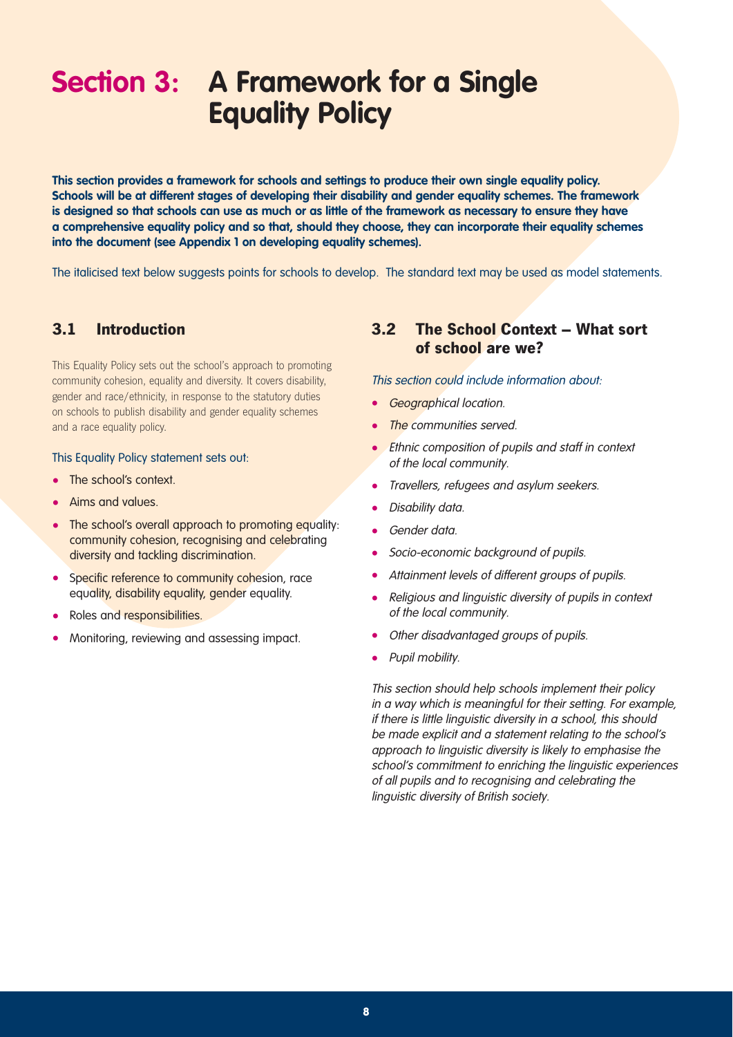# Section 3: A Framework for a Single Equality Policy

**This section provides a framework for schools and settings to produce their own single equality policy. Schools will be at different stages of developing their disability and gender equality schemes. The framework is designed so that schools can use as much or as little of the framework as necessary to ensure they have a comprehensive equality policy and so that, should they choose, they can incorporate their equality schemes into the document (see Appendix 1 on developing equality schemes).**

The italicised text below suggests points for schools to develop. The standard text may be used as model statements.

## 3.1 Introduction

This Equality Policy sets out the school's approach to promoting community cohesion, equality and diversity. It covers disability, gender and race/ethnicity, in response to the statutory duties on schools to publish disability and gender equality schemes and a race equality policy.

This Equality Policy statement sets out:

- The school's context.
- Aims and values.
- The school's overall approach to promoting equality: community cohesion, recognising and celebrating diversity and tackling discrimination.
- Specific reference to community cohesion, race equality, disability equality, gender equality.
- Roles and responsibilities.
- Monitoring, reviewing and assessing impact.

## 3.2 The School Context – What sort of school are we?

*This section could include information about:*

- *Geographical location.*
- *The communities served.*
- *Ethnic composition of pupils and staff in context of the local community.*
- *Travellers, refugees and asylum seekers.*
- *Disability data.*
- *Gender data.*
- *Socio-economic background of pupils.*
- *Attainment levels of different groups of pupils.*
- *Religious and linguistic diversity of pupils in context of the local community.*
- *Other disadvantaged groups of pupils.*
- *Pupil mobility.*

*This section should help schools implement their policy in a way which is meaningful for their setting. For example, if there is little linguistic diversity in a school, this should be made explicit and a statement relating to the school's approach to linguistic diversity is likely to emphasise the school's commitment to enriching the linguistic experiences of all pupils and to recognising and celebrating the linguistic diversity of British society.*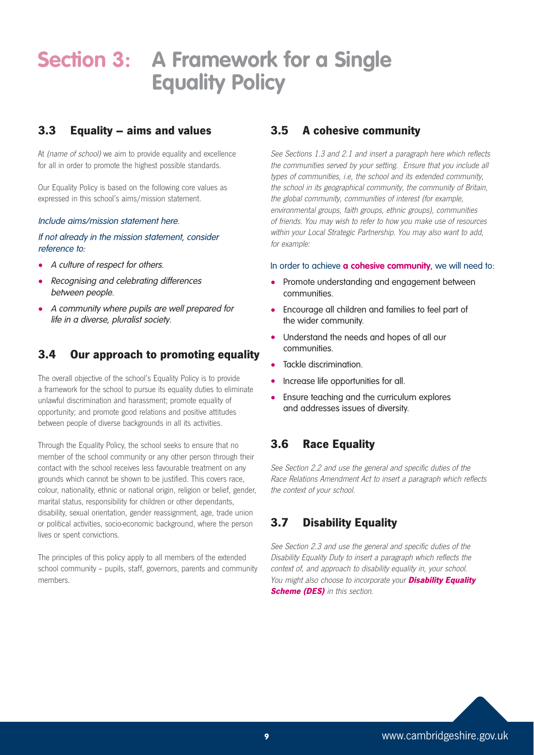# Section 3: A Framework for a Single Equality Policy

## 3.3 Equality – aims and values

At *(name of school)* we aim to provide equality and excellence for all in order to promote the highest possible standards.

Our Equality Policy is based on the following core values as expressed in this school's aims/mission statement.

*Include aims/mission statement here.*

*If not already in the mission statement, consider reference to:*

- *A culture of respect for others.*
- *Recognising and celebrating differences between people.*
- *A community where pupils are well prepared for life in a diverse, pluralist society.*

## 3.4 Our approach to promoting equality

The overall objective of the school's Equality Policy is to provide a framework for the school to pursue its equality duties to eliminate unlawful discrimination and harassment; promote equality of opportunity; and promote good relations and positive attitudes between people of diverse backgrounds in all its activities.

Through the Equality Policy, the school seeks to ensure that no member of the school community or any other person through their contact with the school receives less favourable treatment on any grounds which cannot be shown to be justified. This covers race, colour, nationality, ethnic or national origin, religion or belief, gender, marital status, responsibility for children or other dependants, disability, sexual orientation, gender reassignment, age, trade union or political activities, socio-economic background, where the person lives or spent convictions.

The principles of this policy apply to all members of the extended school community – pupils, staff, governors, parents and community members.

## 3.5 A cohesive community

*See Sections 1.3 and 2.1 and insert a paragraph here which reflects the communities served by your setting. Ensure that you include all types of communities, i.e, the school and its extended community, the school in its geographical community, the community of Britain, the global community, communities of interest (for example, environmental groups, faith groups, ethnic groups), communities of friends. You may wish to refer to how you make use of resources within your Local Strategic Partnership. You may also want to add, for example:*

In order to achieve **a cohesive community**, we will need to:

- Promote understanding and engagement between communities.
- Encourage all children and families to feel part of the wider community.
- Understand the needs and hopes of all our communities.
- Tackle discrimination.
- Increase life opportunities for all.
- Ensure teaching and the curriculum explores and addresses issues of diversity.

## 3.6 Race Equality

*See Section 2.2 and use the general and specific duties of the Race Relations Amendment Act to insert a paragraph which reflects the context of your school.*

## 3.7 Disability Equality

*See Section 2.3 and use the general and specific duties of the Disability Equality Duty to insert a paragraph which reflects the context of, and approach to disability equality in, your school. You might also choose to incorporate your* ***Disability Equality Scheme (DES)*** *in this section.*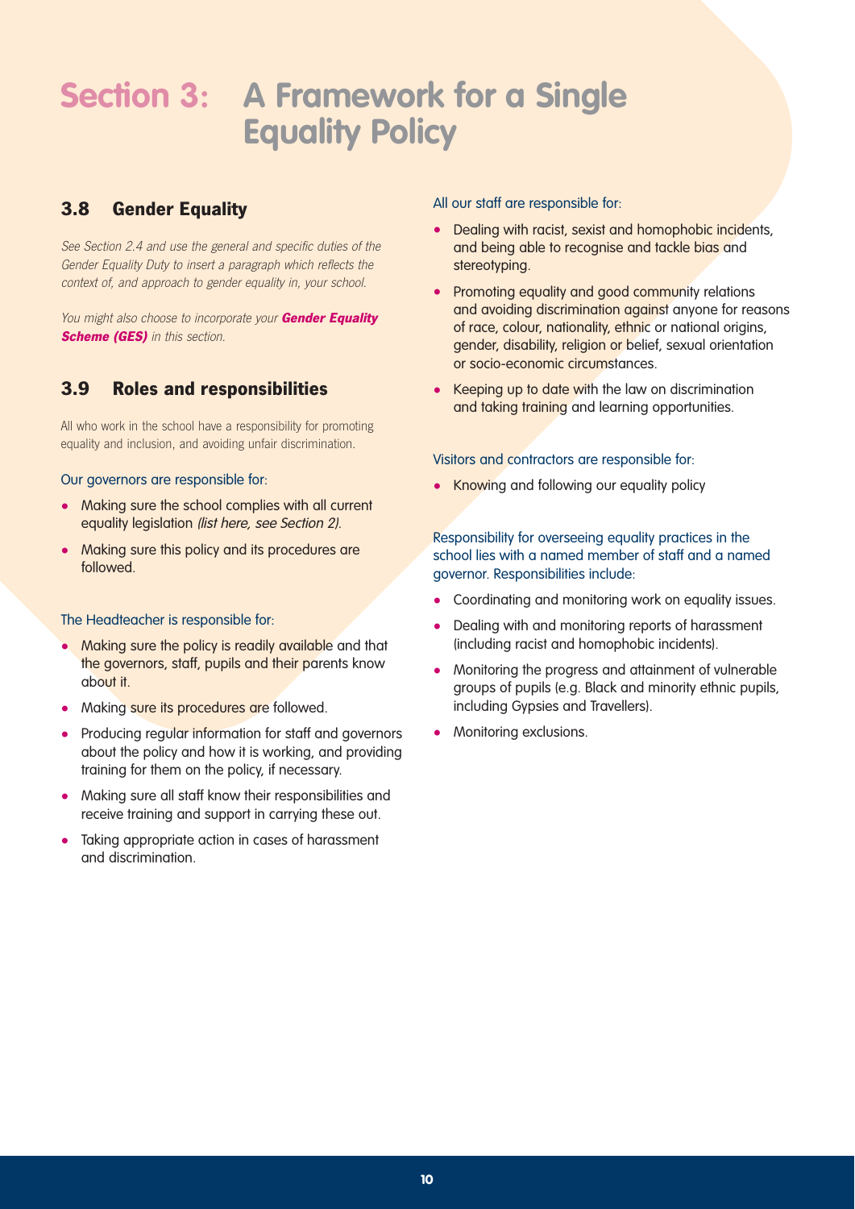# Section 3: A Framework for a Single Equality Policy

## 3.8 Gender Equality

*See Section 2.4 and use the general and specific duties of the Gender Equality Duty to insert a paragraph which reflects the context of, and approach to gender equality in, your school.*

*You might also choose to incorporate your* ***Gender Equality Scheme (GES)*** *in this section.*

## 3.9 Roles and responsibilities

All who work in the school have a responsibility for promoting equality and inclusion, and avoiding unfair discrimination.

Our governors are responsible for:

- Making sure the school complies with all current equality legislation *(list here, see Section 2).*
- Making sure this policy and its procedures are followed.

The Headteacher is responsible for:

- Making sure the policy is readily available and that the governors, staff, pupils and their parents know about it.
- Making sure its procedures are followed.
- Producing regular information for staff and governors about the policy and how it is working, and providing training for them on the policy, if necessary.
- Making sure all staff know their responsibilities and receive training and support in carrying these out.
- Taking appropriate action in cases of harassment and discrimination.

All our staff are responsible for:

- Dealing with racist, sexist and homophobic incidents, and being able to recognise and tackle bias and stereotyping.
- Promoting equality and good community relations and avoiding discrimination against anyone for reasons of race, colour, nationality, ethnic or national origins, gender, disability, religion or belief, sexual orientation or socio-economic circumstances.
- Keeping up to date with the law on discrimination and taking training and learning opportunities.

Visitors and contractors are responsible for:

- Knowing and following our equality policy

Responsibility for overseeing equality practices in the school lies with a named member of staff and a named governor. Responsibilities include:

- Coordinating and monitoring work on equality issues.
- Dealing with and monitoring reports of harassment (including racist and homophobic incidents).
- Monitoring the progress and attainment of vulnerable groups of pupils (e.g. Black and minority ethnic pupils, including Gypsies and Travellers).
- Monitoring exclusions.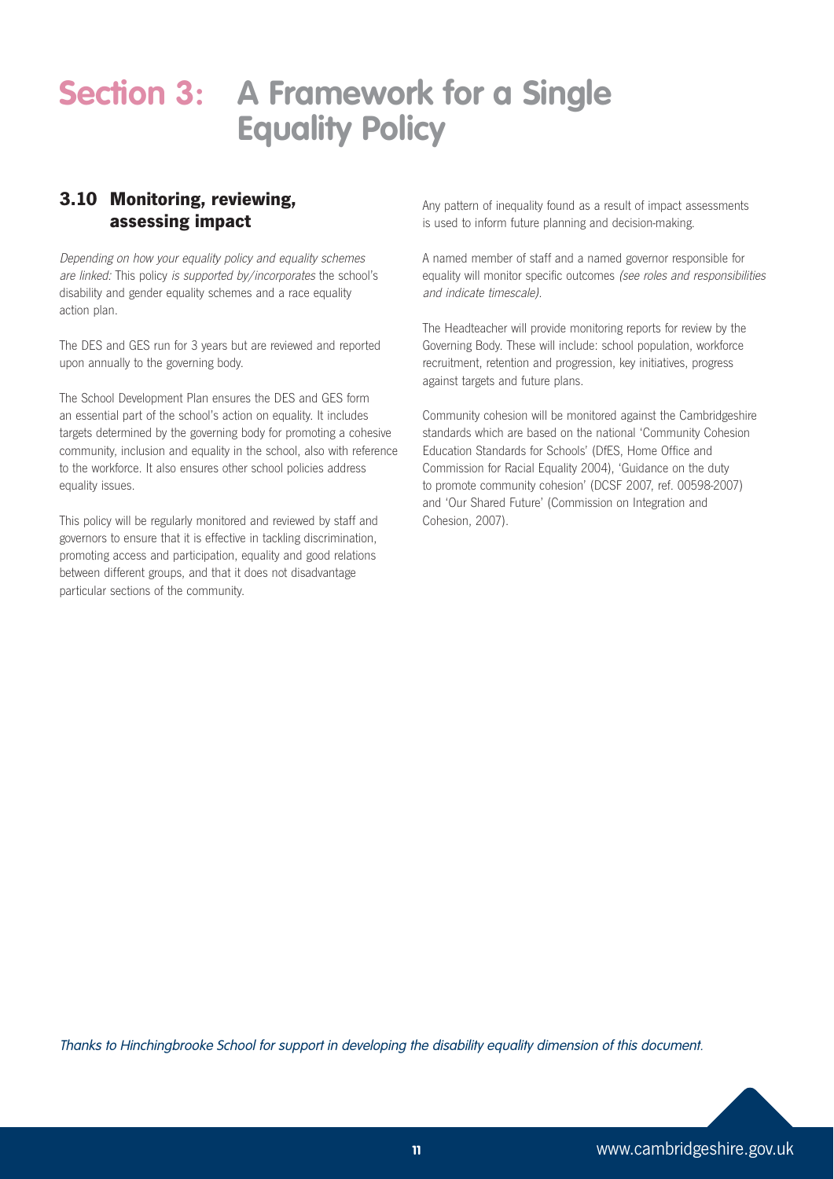# Section 3: A Framework for a Single Equality Policy

## 3.10 Monitoring, reviewing, assessing impact

*Depending on how your equality policy and equality schemes are linked:* This policy *is supported by/incorporates* the school's disability and gender equality schemes and a race equality action plan.

The DES and GES run for 3 years but are reviewed and reported upon annually to the governing body.

The School Development Plan ensures the DES and GES form an essential part of the school's action on equality. It includes targets determined by the governing body for promoting a cohesive community, inclusion and equality in the school, also with reference to the workforce. It also ensures other school policies address equality issues.

This policy will be regularly monitored and reviewed by staff and governors to ensure that it is effective in tackling discrimination, promoting access and participation, equality and good relations between different groups, and that it does not disadvantage particular sections of the community.

Any pattern of inequality found as a result of impact assessments is used to inform future planning and decision-making.

A named member of staff and a named governor responsible for equality will monitor specific outcomes *(see roles and responsibilities and indicate timescale).*

The Headteacher will provide monitoring reports for review by the Governing Body. These will include: school population, workforce recruitment, retention and progression, key initiatives, progress against targets and future plans.

Community cohesion will be monitored against the Cambridgeshire standards which are based on the national 'Community Cohesion Education Standards for Schools' (DfES, Home Office and Commission for Racial Equality 2004), 'Guidance on the duty to promote community cohesion' (DCSF 2007, ref. 00598-2007) and 'Our Shared Future' (Commission on Integration and Cohesion, 2007).

*Thanks to Hinchingbrooke School for support in developing the disability equality dimension of this document.*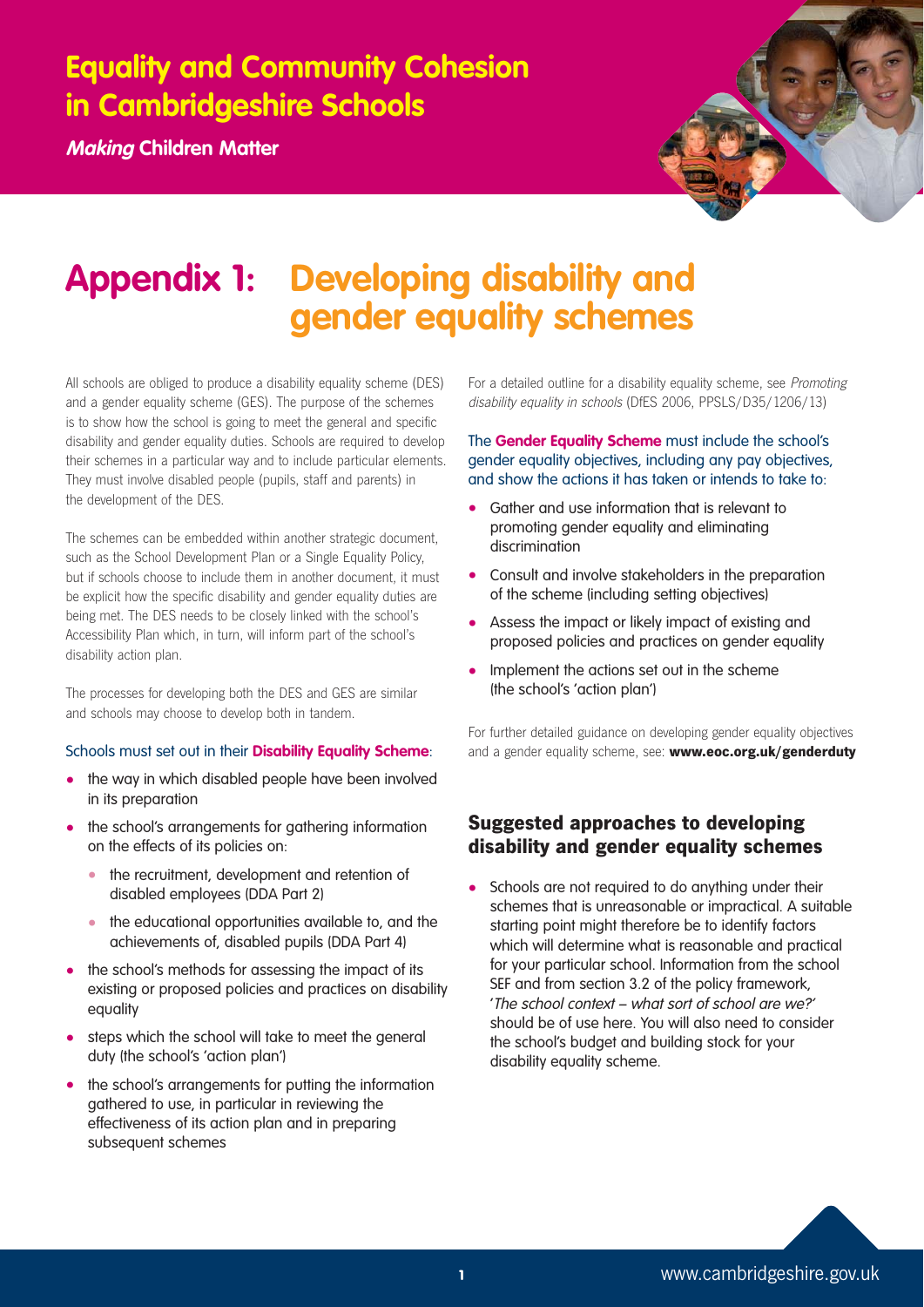# Equality and Community Cohesion in Cambridgeshire Schools

*Making* **Children Matter**

# Appendix 1: Developing disability and gender equality schemes

All schools are obliged to produce a disability equality scheme (DES) and a gender equality scheme (GES). The purpose of the schemes is to show how the school is going to meet the general and specific disability and gender equality duties. Schools are required to develop their schemes in a particular way and to include particular elements. They must involve disabled people (pupils, staff and parents) in the development of the DES.

The schemes can be embedded within another strategic document, such as the School Development Plan or a Single Equality Policy, but if schools choose to include them in another document, it must be explicit how the specific disability and gender equality duties are being met. The DES needs to be closely linked with the school's Accessibility Plan which, in turn, will inform part of the school's disability action plan.

The processes for developing both the DES and GES are similar and schools may choose to develop both in tandem.

Schools must set out in their **Disability Equality Scheme**:

- the way in which disabled people have been involved in its preparation
- the school's arrangements for gathering information on the effects of its policies on:
  - the recruitment, development and retention of disabled employees (DDA Part 2)
  - the educational opportunities available to, and the achievements of, disabled pupils (DDA Part 4)
- the school's methods for assessing the impact of its existing or proposed policies and practices on disability equality
- steps which the school will take to meet the general duty (the school's 'action plan')
- the school's arrangements for putting the information gathered to use, in particular in reviewing the effectiveness of its action plan and in preparing subsequent schemes

For a detailed outline for a disability equality scheme, see *Promoting disability equality in schools* (DfES 2006, PPSLS/D35/1206/13)

The **Gender Equality Scheme** must include the school's gender equality objectives, including any pay objectives, and show the actions it has taken or intends to take to:

- Gather and use information that is relevant to promoting gender equality and eliminating discrimination
- Consult and involve stakeholders in the preparation of the scheme (including setting objectives)
- Assess the impact or likely impact of existing and proposed policies and practices on gender equality
- Implement the actions set out in the scheme (the school's 'action plan')

For further detailed guidance on developing gender equality objectives and a gender equality scheme, see: **www.eoc.org.uk/genderduty**

## Suggested approaches to developing disability and gender equality schemes

- Schools are not required to do anything under their schemes that is unreasonable or impractical. A suitable starting point might therefore be to identify factors which will determine what is reasonable and practical for your particular school. Information from the school SEF and from section 3.2 of the policy framework, '*The school context – what sort of school are we?*' should be of use here. You will also need to consider the school's budget and building stock for your disability equality scheme.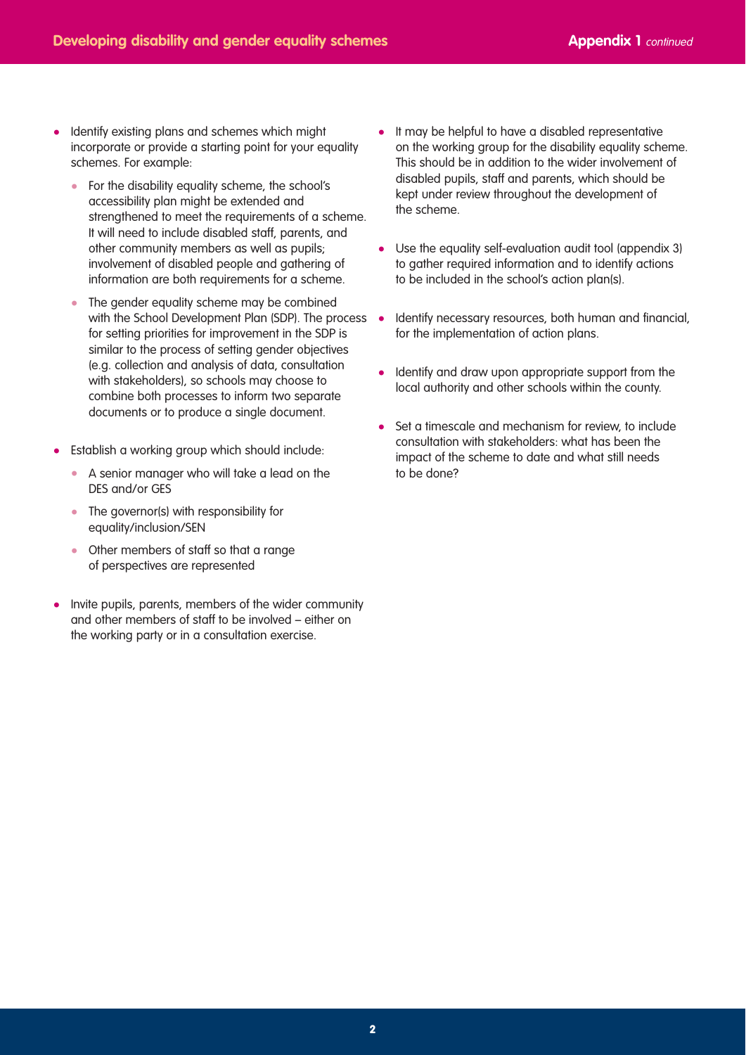- Identify existing plans and schemes which might incorporate or provide a starting point for your equality schemes. For example:
  - For the disability equality scheme, the school's accessibility plan might be extended and strengthened to meet the requirements of a scheme. It will need to include disabled staff, parents, and other community members as well as pupils; involvement of disabled people and gathering of information are both requirements for a scheme.
  - The gender equality scheme may be combined with the School Development Plan (SDP). The process for setting priorities for improvement in the SDP is similar to the process of setting gender objectives (e.g. collection and analysis of data, consultation with stakeholders), so schools may choose to combine both processes to inform two separate documents or to produce a single document.
- Establish a working group which should include:
  - A senior manager who will take a lead on the DES and/or GES
  - The governor(s) with responsibility for equality/inclusion/SEN
  - Other members of staff so that a range of perspectives are represented
- Invite pupils, parents, members of the wider community and other members of staff to be involved – either on the working party or in a consultation exercise.
- It may be helpful to have a disabled representative on the working group for the disability equality scheme. This should be in addition to the wider involvement of disabled pupils, staff and parents, which should be kept under review throughout the development of the scheme.
- Use the equality self-evaluation audit tool (appendix 3) to gather required information and to identify actions to be included in the school's action plan(s).
- Identify necessary resources, both human and financial, for the implementation of action plans.
- Identify and draw upon appropriate support from the local authority and other schools within the county.
- Set a timescale and mechanism for review, to include consultation with stakeholders: what has been the impact of the scheme to date and what still needs to be done?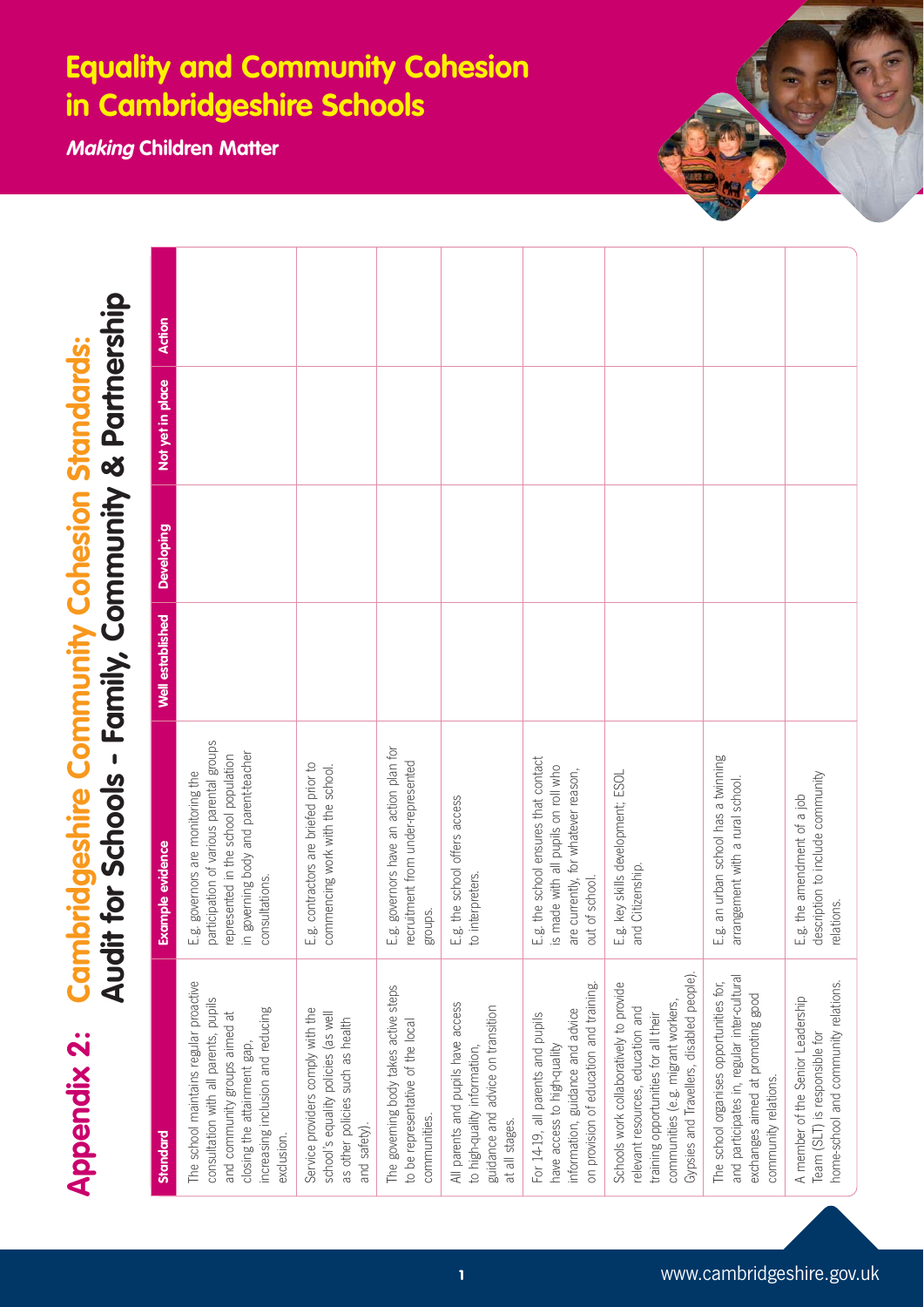# Equality and Community Cohesion in Cambridgeshire Schools

***Making* Children Matter**

## Appendix 2: Cambridgeshire Community Cohesion Standards: Audit for Schools - Family, Community & Partnership

| Standard | Example evidence | Well established | Developing | Not yet in place | Action |
|---|---|---|---|---|---|
| The school maintains regular proactive consultation with all parents, pupils and community groups aimed at closing the attainment gap, increasing inclusion and reducing exclusion. | E.g. governors are monitoring the participation of various parental groups represented in the school population in governing body and parent-teacher consultations. | | | | |
| Service providers comply with the school's equality policies (as well as other policies such as health and safety). | E.g. contractors are briefed prior to commencing work with the school. | | | | |
| The governing body takes active steps to be representative of the local communities. | E.g. governors have an action plan for recruitment from under-represented groups. | | | | |
| All parents and pupils have access to high-quality information, guidance and advice on transition at all stages. | E.g. the school offers access to interpreters. | | | | |
| For 14-19, all parents and pupils have access to high-quality information, guidance and advice on provision of education and training. | E.g. the school ensures that contact is made with all pupils on roll who are currently, for whatever reason, out of school. | | | | |
| Schools work collaboratively to provide relevant resources, education and training opportunities for all their communities (e.g. migrant workers, Gypsies and Travellers, disabled people). | E.g. key skills development; ESOL and Citizenship. | | | | |
| The school organises opportunities for, and participates in, regular inter-cultural exchanges aimed at promoting good community relations. | E.g. an urban school has a twinning arrangement with a rural school. | | | | |
| A member of the Senior Leadership Team (SLT) is responsible for home-school and community relations. | E.g. the amendment of a job description to include community relations. | | | | |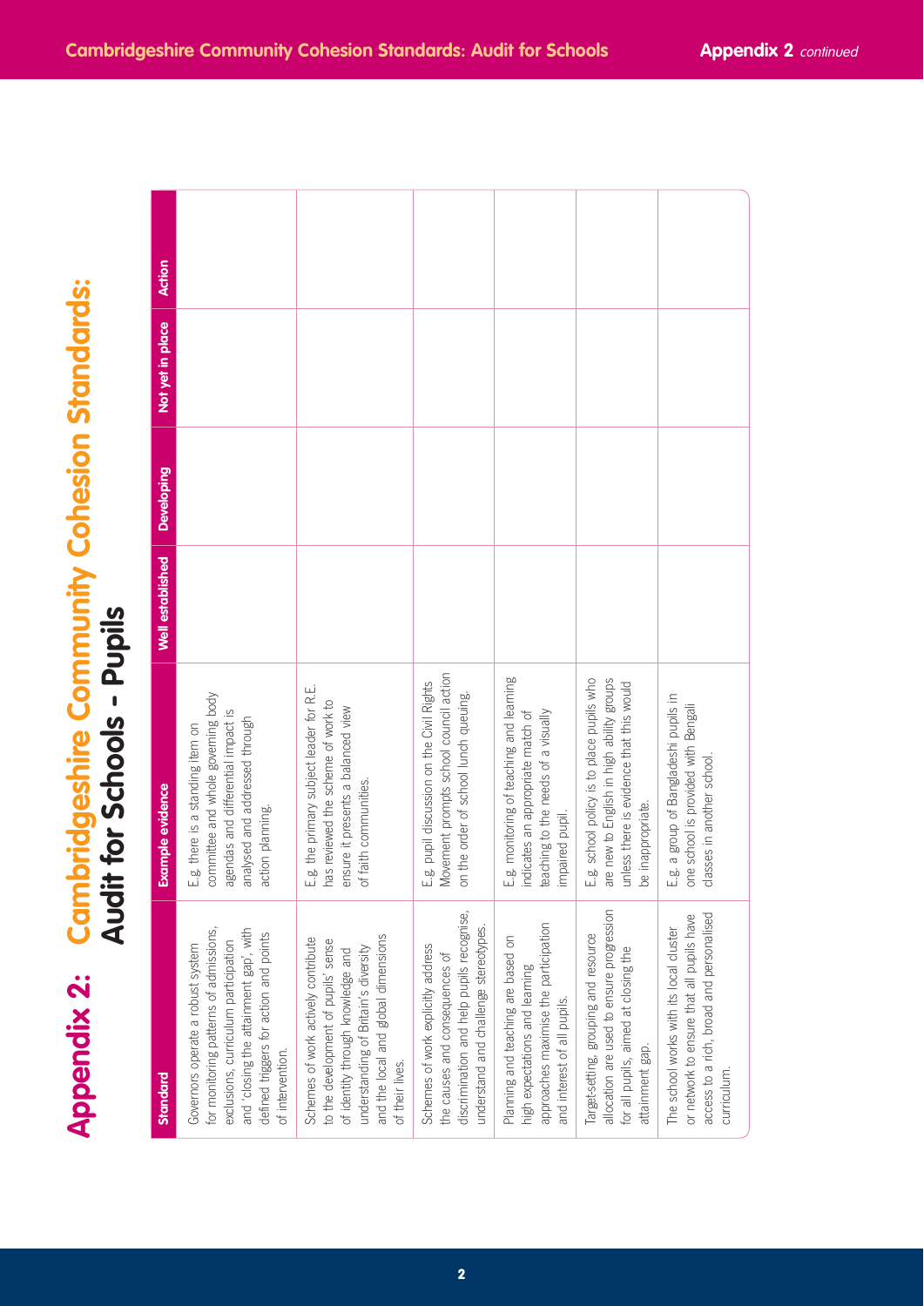# Appendix 2: Cambridgeshire Community Cohesion Standards: Audit for Schools - Pupils

| Standard | Example evidence | Well established | Developing | Not yet in place | Action |
|---|---|---|---|---|---|
| Governors operate a robust system for monitoring patterns of admissions, exclusions, curriculum participation and 'closing the attainment gap', with defined triggers for action and points of intervention. | E.g. there is a standing item on committee and whole governing body agendas and differential impact is analysed and addressed through action planning. | | | | |
| Schemes of work actively contribute to the development of pupils' sense of identity through knowledge and understanding of Britain's diversity and the local and global dimensions of their lives. | E.g. the primary subject leader for R.E. has reviewed the scheme of work to ensure it presents a balanced view of faith communities. | | | | |
| Schemes of work explicitly address the causes and consequences of discrimination and help pupils recognise, understand and challenge stereotypes. | E.g. pupil discussion on the Civil Rights Movement prompts school council action on the order of school lunch queuing. | | | | |
| Planning and teaching are based on high expectations and learning approaches maximise the participation and interest of all pupils. | E.g. monitoring of teaching and learning indicates an appropriate match of teaching to the needs of a visually impaired pupil. | | | | |
| Target-setting, grouping and resource allocation are used to ensure progression for all pupils, aimed at closing the attainment gap. | E.g. school policy is to place pupils who are new to English in high ability groups unless there is evidence that this would be inappropriate. | | | | |
| The school works with its local cluster or network to ensure that all pupils have access to a rich, broad and personalised curriculum. | E.g. a group of Bangladeshi pupils in one school is provided with Bengali classes in another school. | | | | |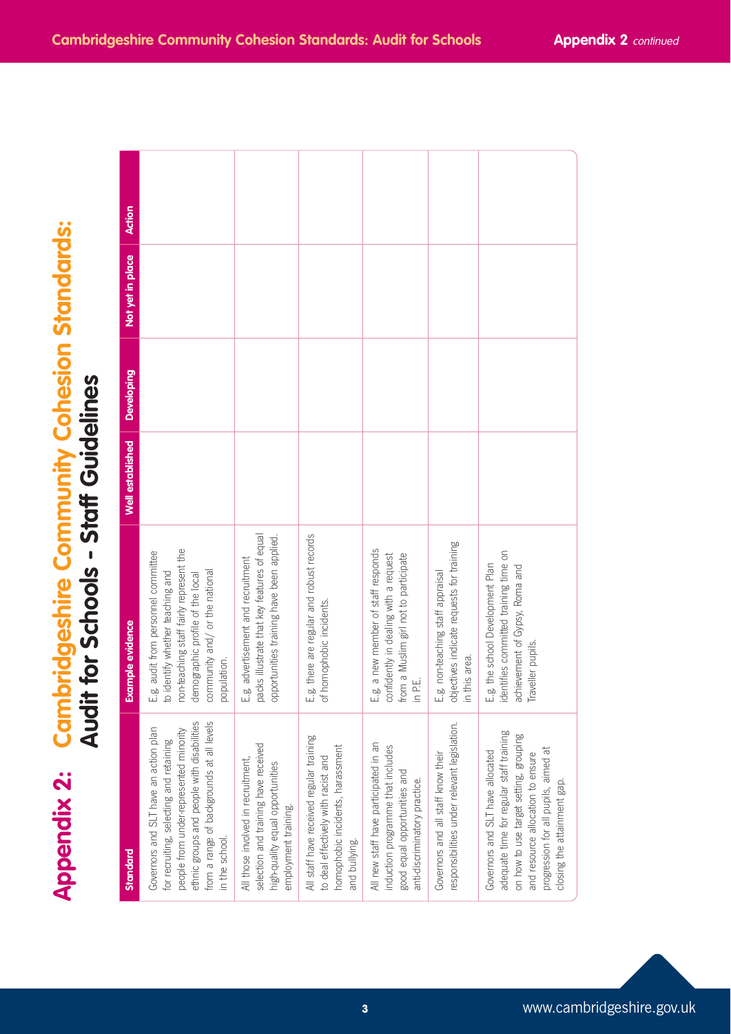# Appendix 2: Cambridgeshire Community Cohesion Standards: Audit for Schools - Staff Guidelines

| Standard | Example evidence | Well established | Developing | Not yet in place | Action |
|---|---|---|---|---|---|
| Governors and SLT have an action plan for recruiting, selecting and retaining people from under-represented minority ethnic groups and people with disabilities from a range of backgrounds at all levels in the school. | E.g. audit from personnel committee to identify whether teaching and non-teaching staff fairly represent the demographic profile of the local community and/ or the national population. | | | | |
| All those involved in recruitment, selection and training have received high-quality equal opportunities employment training. | E.g. advertisement and recruitment packs illustrate that key features of equal opportunities training have been applied. | | | | |
| All staff have received regular training to deal effectively with racist and homophobic incidents, harassment and bullying. | E.g. there are regular and robust records of homophobic incidents. | | | | |
| All new staff have participated in an induction programme that includes good equal opportunities and anti-discriminatory practice. | E.g. a new member of staff responds confidently in dealing with a request from a Muslim girl not to participate in P.E. | | | | |
| Governors and all staff know their responsibilities under relevant legislation. | E.g. non-teaching staff appraisal objectives indicate requests for training in this area. | | | | |
| Governors and SLT have allocated adequate time for regular staff training on how to use target setting, grouping and resource allocation to ensure progression for all pupils, aimed at closing the attainment gap. | E.g. the school Development Plan identifies committed training time on achievement of Gypsy, Roma and Traveller pupils. | | | | |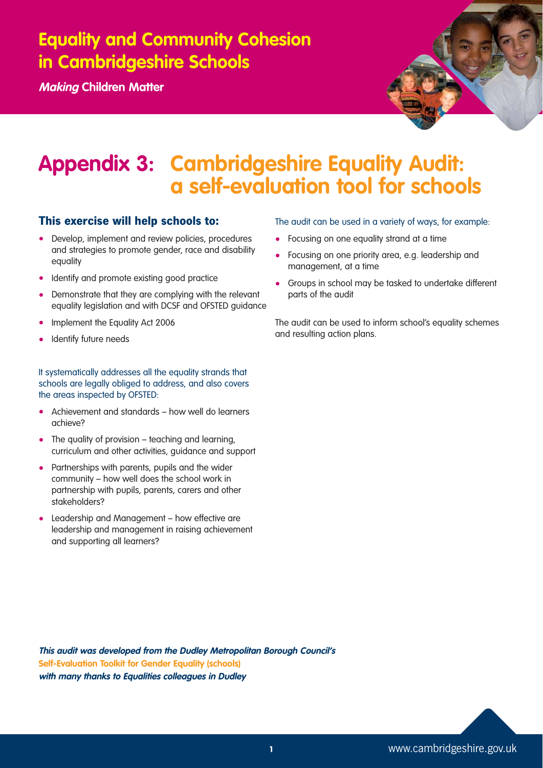# Equality and Community Cohesion in Cambridgeshire Schools

*Making* **Children Matter**

# Appendix 3: Cambridgeshire Equality Audit: a self-evaluation tool for schools

## This exercise will help schools to:

- Develop, implement and review policies, procedures and strategies to promote gender, race and disability equality
- Identify and promote existing good practice
- Demonstrate that they are complying with the relevant equality legislation and with DCSF and OFSTED guidance
- Implement the Equality Act 2006
- Identify future needs

It systematically addresses all the equality strands that schools are legally obliged to address, and also covers the areas inspected by OFSTED:

- Achievement and standards – how well do learners achieve?
- The quality of provision – teaching and learning, curriculum and other activities, guidance and support
- Partnerships with parents, pupils and the wider community – how well does the school work in partnership with pupils, parents, carers and other stakeholders?
- Leadership and Management – how effective are leadership and management in raising achievement and supporting all learners?

The audit can be used in a variety of ways, for example:

- Focusing on one equality strand at a time
- Focusing on one priority area, e.g. leadership and management, at a time
- Groups in school may be tasked to undertake different parts of the audit

The audit can be used to inform school's equality schemes and resulting action plans.

***This audit was developed from the Dudley Metropolitan Borough Council's***
**Self-Evaluation Toolkit for Gender Equality (schools)**
***with many thanks to Equalities colleagues in Dudley***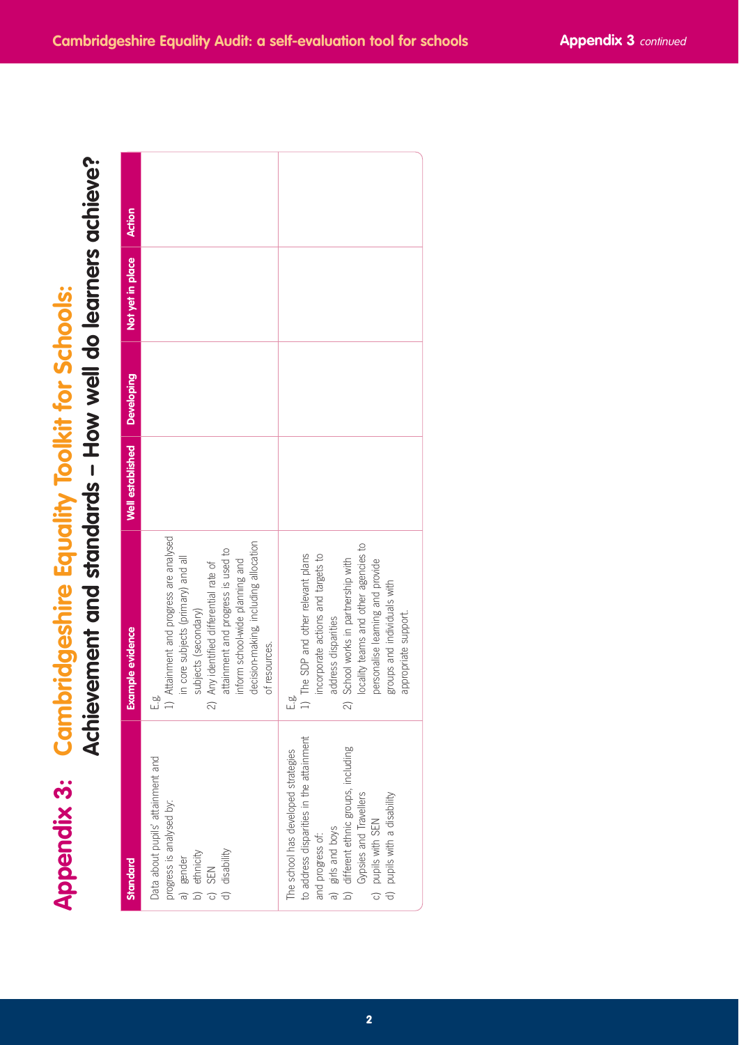# Appendix 3: Cambridgeshire Equality Toolkit for Schools:

## Achievement and standards – How well do learners achieve?

| Standard | Example evidence | Well established | Developing | Not yet in place | Action |
|---|---|---|---|---|---|
| Data about pupils' attainment and progress is analysed by:<br>a) gender<br>b) ethnicity<br>c) SEN<br>d) disability | E.g<br>1) Attainment and progress are analysed in core subjects (primary) and all subjects (secondary)<br>2) Any identified differential rate of attainment and progress is used to inform school-wide planning and decision-making, including allocation of resources. | | | | |
| The school has developed strategies to address disparities in the attainment and progress of:<br>a) girls and boys<br>b) different ethnic groups, including Gypsies and Travellers<br>c) pupils with SEN<br>d) pupils with a disability | E.g<br>1) The SDP and other relevant plans incorporate actions and targets to address disparities<br>2) School works in partnership with locality teams and other agencies to personalise learning and provide groups and individuals with appropriate support. | | | | |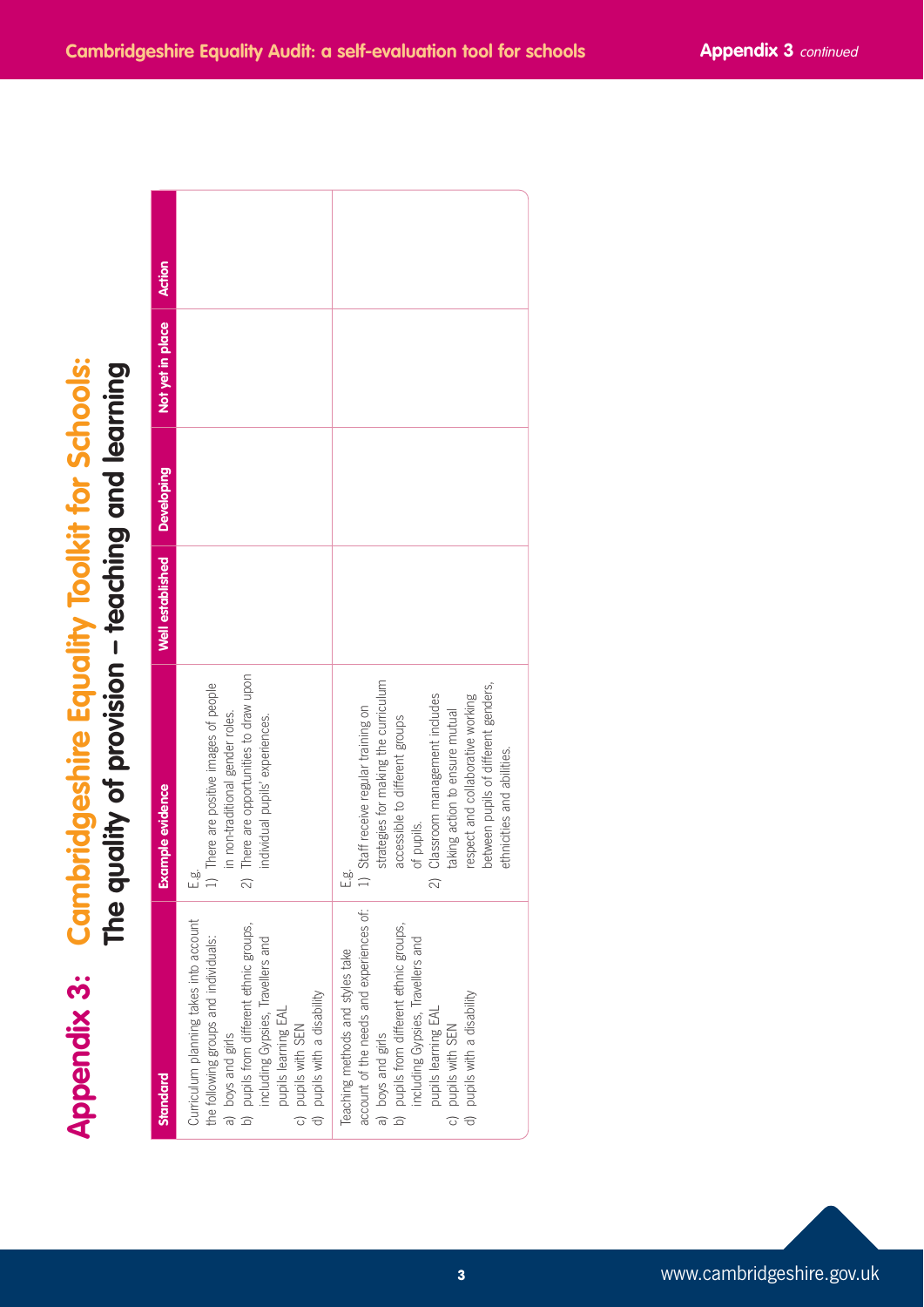# Appendix 3: Cambridgeshire Equality Toolkit for Schools:

## The quality of provision – teaching and learning

| Standard | Example evidence | Well established | Developing | Not yet in place | Action |
|---|---|---|---|---|---|
| Curriculum planning takes into account the following groups and individuals:<br>a) boys and girls<br>b) pupils from different ethnic groups, including Gypsies, Travellers and pupils learning EAL<br>c) pupils with SEN<br>d) pupils with a disability | E.g.<br>1) There are positive images of people in non-traditional gender roles.<br>2) There are opportunities to draw upon individual pupils' experiences. | | | | |
| Teaching methods and styles take account of the needs and experiences of:<br>a) boys and girls<br>b) pupils from different ethnic groups, including Gypsies, Travellers and pupils learning EAL<br>c) pupils with SEN<br>d) pupils with a disability | E.g.<br>1) Staff receive regular training on strategies for making the curriculum accessible to different groups of pupils.<br>2) Classroom management includes taking action to ensure mutual respect and collaborative working between pupils of different genders, ethnicities and abilities. | | | | |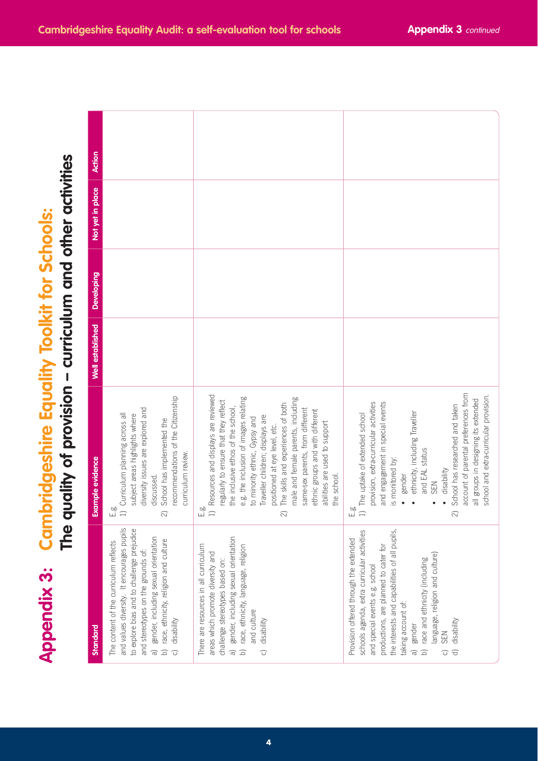# Appendix 3: Cambridgeshire Equality Toolkit for Schools:

## The quality of provision – curriculum and other activities

| Standard | Example evidence | Well established | Developing | Not yet in place | Action |
|---|---|---|---|---|---|
| The content of the curriculum reflects and values diversity. It encourages pupils to explore bias and to challenge prejudice and stereotypes on the grounds of: a) gender, including sexual orientation b) race, ethnicity, religion and culture c) disability | E.g 1) Curriculum planning across all subject areas highlights where diversity issues are explored and discussed. 2) School has implemented the recommendations of the Citizenship curriculum review. | | | | |
| There are resources in all curriculum areas which promote diversity and challenge stereotypes based on: a) gender, including sexual orientation b) race, ethnicity, language, religion and culture c) disability | E.g 1) Resources and displays are reviewed regularly to ensure that they reflect the inclusive ethos of the school, e.g. the inclusion of images relating to minority ethnic, Gypsy and Traveller children; displays are positioned at eye level, etc. 2) The skills and experiences of both male and female parents, including same-sex parents, from different ethnic groups and with different abilities are used to support the school. | | | | |
| Provision offered through the extended schools agenda, extra curricular activities and special events e.g. school productions, are planned to cater for the interests and capabilities of all pupils, taking account of: a) gender b) race and ethnicity (including language, religion and culture) c) SEN d) disability | E.g 1) The uptake of extended school provision, extra-curricular activities and engagement in special events is monitored by: • gender • ethnicity, including Traveller and EAL status • SEN • disability 2) School has researched and taken account of parental preferences from all groups in designing its extended school and extra-curricular provision. | | | | |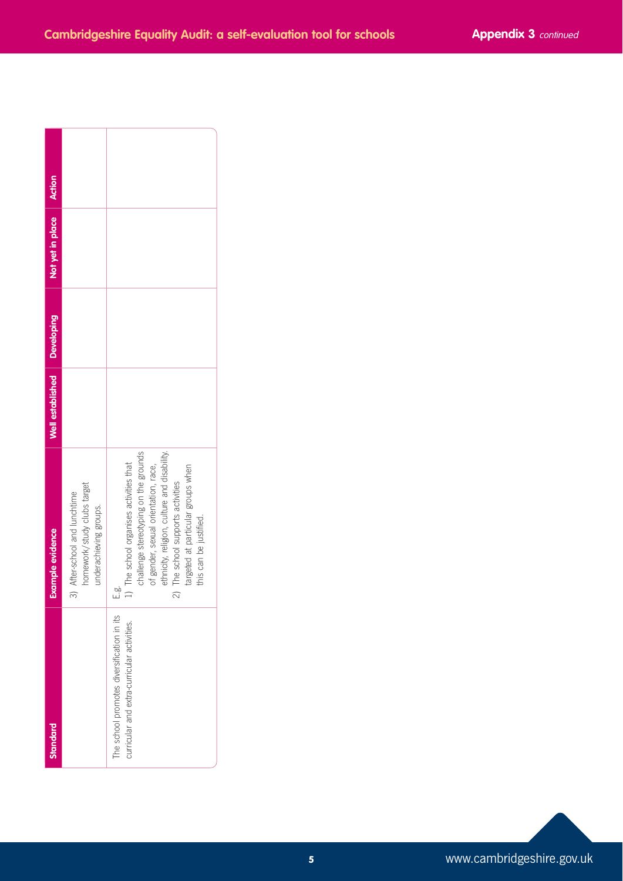| Standard | Example evidence | Well established | Developing | Not yet in place | Action |
| --- | --- | --- | --- | --- | --- |
| | 3) After-school and lunchtime homework/study clubs target underachieving groups. | | | | |
| The school promotes diversification in its curricular and extra-curricular activities. | E.g. 1) The school organises activities that challenge stereotyping on the grounds of gender, sexual orientation, race, ethnicity, religion, culture and disability. 2) The school supports activities targeted at particular groups when this can be justified. | | | | |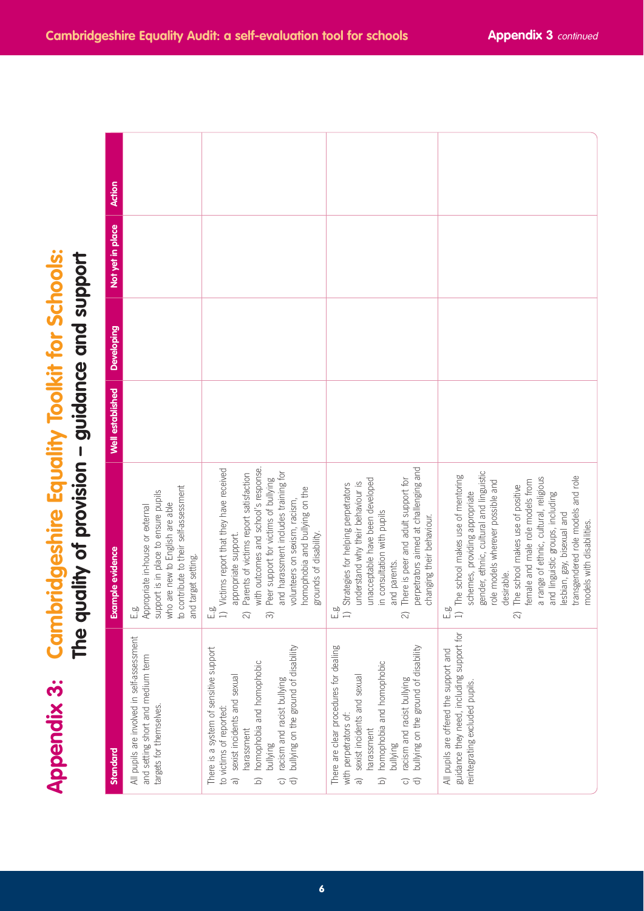# Appendix 3: Cambridgeshire Equality Toolkit for Schools:

## The quality of provision – guidance and support

| Standard | Example evidence | Well established | Developing | Not yet in place | Action |
|---|---|---|---|---|---|
| All pupils are involved in self-assessment and setting short and medium term targets for themselves. | E.g. Appropriate in-house or external support is in place to ensure pupils who are new to English are able to contribute to their self-assessment and target setting. | | | | |
| There is a system of sensitive support to victims of reported: a) sexist incidents and sexual harassment b) homophobia and homophobic bullying c) racism and racist bullying d) bullying on the ground of disability | E.g. 1) Victims report that they have received appropriate support. 2) Parents of victims report satisfaction with outcomes and school's response. 3) Peer support for victims of bullying and harassment includes training for volunteers on sexism, racism, homophobia and bullying on the grounds of disability. | | | | |
| There are clear procedures for dealing with perpetrators of: a) sexist incidents and sexual harassment b) homophobia and homophobic bullying c) racism and racist bullying d) bullying on the ground of disability | E.g. 1) Strategies for helping perpetrators understand why their behaviour is unacceptable have been developed in consultation with pupils and parents. 2) There is peer and adult support for perpetrators aimed at challenging and changing their behaviour. | | | | |
| All pupils are offered the support and guidance they need, including support for reintegrating excluded pupils. | E.g. 1) The school makes use of mentoring schemes, providing appropriate gender, ethnic, cultural and linguistic role models wherever possible and desirable. 2) The school makes use of positive female and male role models from a range of ethnic, cultural, religious and linguistic groups, including lesbian, gay, bisexual and transgendered role models and role models with disabilities. | | | | |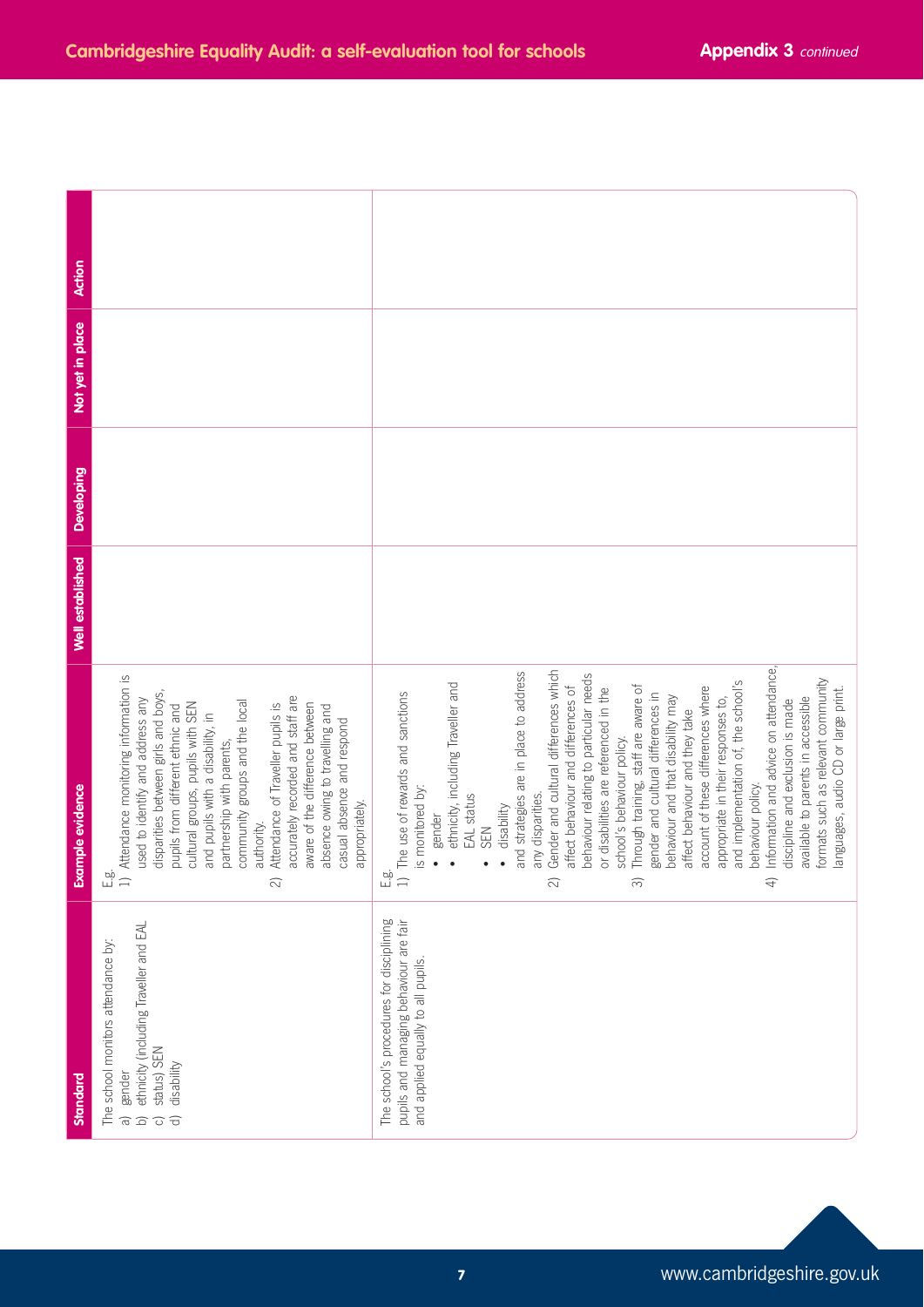| Standard | Example evidence | Well established | Developing | Not yet in place | Action |
|---|---|---|---|---|---|
| The school monitors attendance by:<br>a) gender<br>b) ethnicity (including Traveller and EAL<br>c) status) SEN<br>d) disability | E.g.<br>1) Attendance monitoring information is used to identify and address any disparities between girls and boys, pupils from different ethnic and cultural groups, pupils with SEN and pupils with a disability, in partnership with parents, community groups and the local authority.<br>2) Attendance of Traveller pupils is accurately recorded and staff are aware of the difference between absence owing to travelling and casual absence and respond appropriately. | | | | |
| The school's procedures for disciplining pupils and managing behaviour are fair and applied equally to all pupils. | E.g.<br>1) The use of rewards and sanctions is monitored by:<br>• gender<br>• ethnicity, including Traveller and EAL status<br>• SEN<br>• disability<br>and strategies are in place to address any disparities.<br>2) Gender and cultural differences which affect behaviour and differences of behaviour relating to particular needs or disabilities are referenced in the school's behaviour policy.<br>3) Through training, staff are aware of gender and cultural differences in behaviour and that disability may affect behaviour and they take account of these differences where appropriate in their responses to, and implementation of, the school's behaviour policy.<br>4) Information and advice on attendance, discipline and exclusion is made available to parents in accessible formats such as relevant community languages, audio CD or large print. | | | | |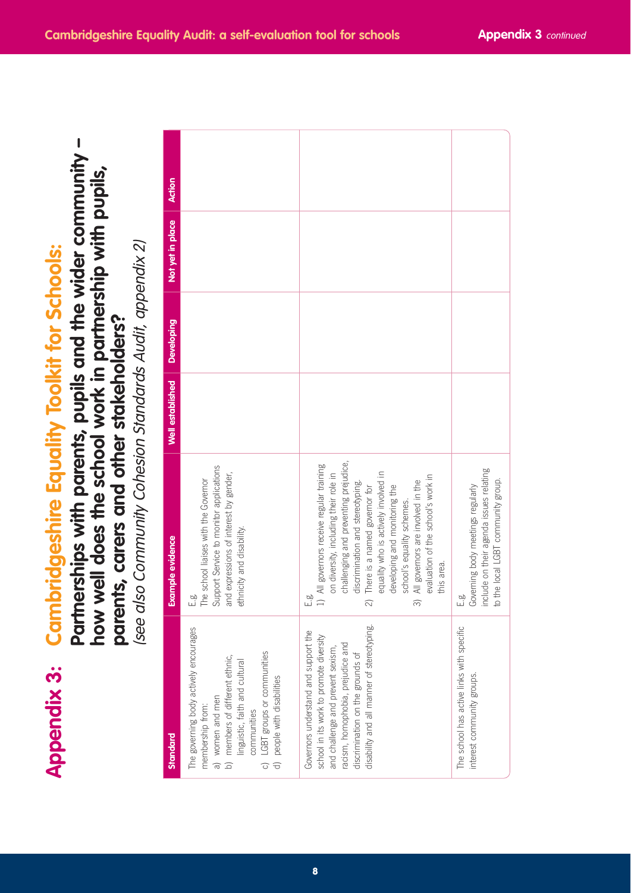# Appendix 3: Cambridgeshire Equality Toolkit for Schools:

## Partnerships with parents, pupils and the wider community – how well does the school work in partnership with pupils, parents, carers and other stakeholders?

*(see also Community Cohesion Standards Audit, appendix 2)*

| Standard | Example evidence | Well established | Developing | Not yet in place | Action |
|---|---|---|---|---|---|
| The governing body actively encourages membership from:<br>a) women and men<br>b) members of different ethnic, linguistic, faith and cultural communities<br>c) LGBT groups or communities<br>d) people with disabilities | E.g<br>The school liaises with the Governor Support Service to monitor applications and expressions of interest by gender, ethnicity and disability. | | | | |
| Governors understand and support the school in its work to promote diversity and challenge and prevent sexism, racism, homophobia, prejudice and discrimination on the grounds of disability and all manner of stereotyping. | E.g<br>1) All governors receive regular training on diversity, including their role in challenging and preventing prejudice, discrimination and stereotyping.<br>2) There is a named governor for equality who is actively involved in developing and monitoring the school's equality schemes.<br>3) All governors are involved in the evaluation of the school's work in this area. | | | | |
| The school has active links with specific interest community groups. | E.g<br>Governing body meetings regularly include on their agenda issues relating to the local LGBT community group. | | | | |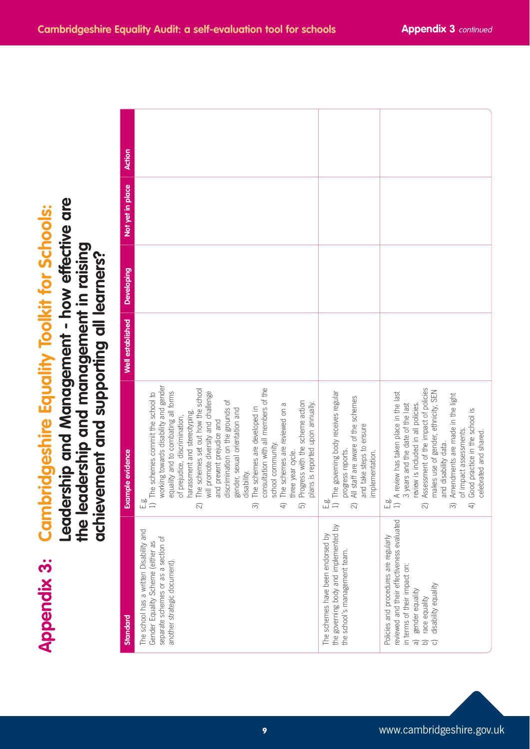# Appendix 3: Cambridgeshire Equality Toolkit for Schools:

## Leadership and Management - how effective are the leadership and management in raising achievement and supporting all learners?

| Standard | Example evidence | Well established | Developing | Not yet in place | Action |
|---|---|---|---|---|---|
| The school has a written Disability and Gender Equality Scheme (either as separate schemes or as a section of another strategic document). | E.g.<br>1) The schemes commit the school to working towards disability and gender equality and to combating all forms of prejudice, discrimination, harassment and stereotyping.<br>2) The schemes set out how the school will promote diversity and challenge and prevent prejudice and discrimination on the grounds of gender, sexual orientation and disability.<br>3) The schemes are developed in consultation with all members of the school community.<br>4) The schemes are reviewed on a three year cycle.<br>5) Progress with the scheme action plans is reported upon annually. | | | | |
| The schemes have been endorsed by the governing body and implemented by the school's management team. | E.g.<br>1) The governing body receives regular progress reports.<br>2) All staff are aware of the schemes and take steps to ensure implementation. | | | | |
| Policies and procedures are regularly reviewed and their effectiveness evaluated in terms of their impact on:<br>a) gender equality<br>b) race equality<br>c) disability equality | E.g.<br>1) A review has taken place in the last 3 years and the date of the last review is included in all policies.<br>2) Assessment of the impact of policies makes use of gender, ethnicity, SEN and disability data.<br>3) Amendments are made in the light of impact assessments.<br>4) Good practice in the school is celebrated and shared. | | | | |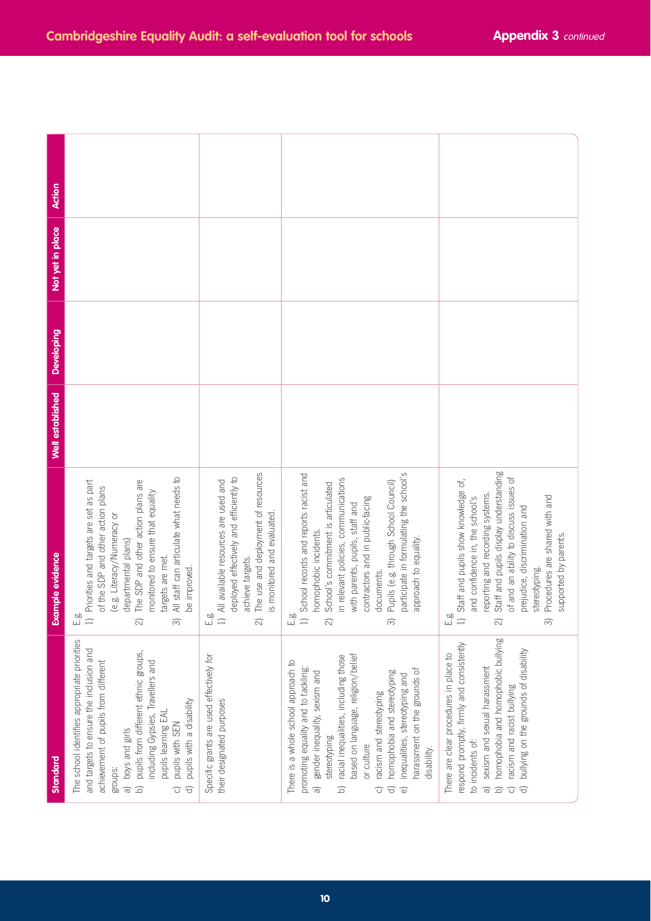| Standard | Example evidence | Well established | Developing | Not yet in place | Action |
|---|---|---|---|---|---|
| The school identifies appropriate priorities and targets to ensure the inclusion and achievement of pupils from different groups:<br>a) boys and girls<br>b) pupils from different ethnic groups, including Gypsies, Travellers and pupils learning EAL<br>c) pupils with SEN<br>d) pupils with a disability | E.g<br>1) Priorities and targets are set as part of the SDP and other action plans (e.g. Literacy/Numeracy or departmental plans)<br>2) The SDP and other action plans are monitored to ensure that equality targets are met.<br>3) All staff can articulate what needs to be improved. | | | | |
| Specific grants are used effectively for their designated purposes | E.g<br>1) All available resources are used and deployed effectively and efficiently to achieve targets.<br>2) The use and deployment of resources is monitored and evaluated. | | | | |
| There is a whole school approach to promoting equality and to tackling:<br>a) gender inequality, sexism and stereotyping<br>b) racial inequalities, including those based on language, religion/belief or culture<br>c) racism and stereotyping<br>d) homophobia and stereotyping<br>e) inequalities, stereotyping and harassment on the grounds of disability. | E.g<br>1) School records and reports racist and homophobic incidents.<br>2) School's commitment is articulated in relevant policies, communications with parents, pupils, staff and contractors and in public-facing documents.<br>3) Pupils (e.g. through School Council) participate in formulating the school's approach to equality. | | | | |
| There are clear procedures in place to respond promptly, firmly and consistently to incidents of:<br>a) sexism and sexual harassment<br>b) homophobia and homophobic bullying<br>c) racism and racist bullying<br>d) bullying on the grounds of disability | E.g<br>1) Staff and pupils show knowledge of, and confidence in, the school's reporting and recording systems.<br>2) Staff and pupils display understanding of and an ability to discuss issues of prejudice, discrimination and stereotyping.<br>3) Procedures are shared with and supported by parents. | | | | |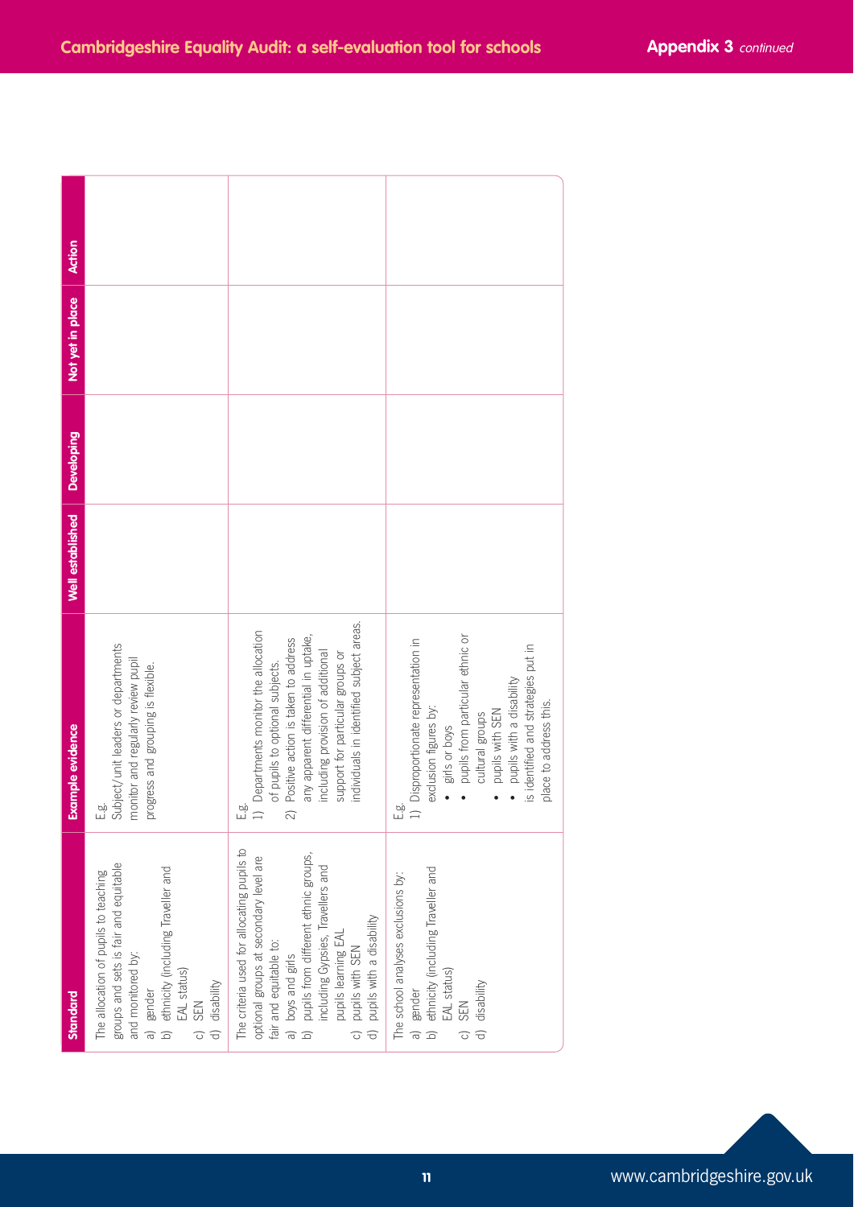| Standard | Example evidence | Well established | Developing | Not yet in place | Action |
| --- | --- | --- | --- | --- | --- |
| The allocation of pupils to teaching groups and sets is fair and equitable and monitored by:<br>a) gender<br>b) ethnicity (including Traveller and EAL status)<br>c) SEN<br>d) disability | E.g.<br>Subject/unit leaders or departments monitor and regularly review pupil progress and grouping is flexible. | | | | |
| The criteria used for allocating pupils to optional groups at secondary level are fair and equitable to:<br>a) boys and girls<br>b) pupils from different ethnic groups, including Gypsies, Travellers and pupils learning EAL<br>c) pupils with SEN<br>d) pupils with a disability | E.g.<br>1) Departments monitor the allocation of pupils to optional subjects.<br>2) Positive action is taken to address any apparent differential in uptake, including provision of additional support for particular groups or individuals in identified subject areas. | | | | |
| The school analyses exclusions by:<br>a) gender<br>b) ethnicity (including Traveller and EAL status)<br>c) SEN<br>d) disability | E.g.<br>1) Disproportionate representation in exclusion figures by:<br>• girls or boys<br>• pupils from particular ethnic or cultural groups<br>• pupils with SEN<br>• pupils with a disability<br>is identified and strategies put in place to address this. | | | | |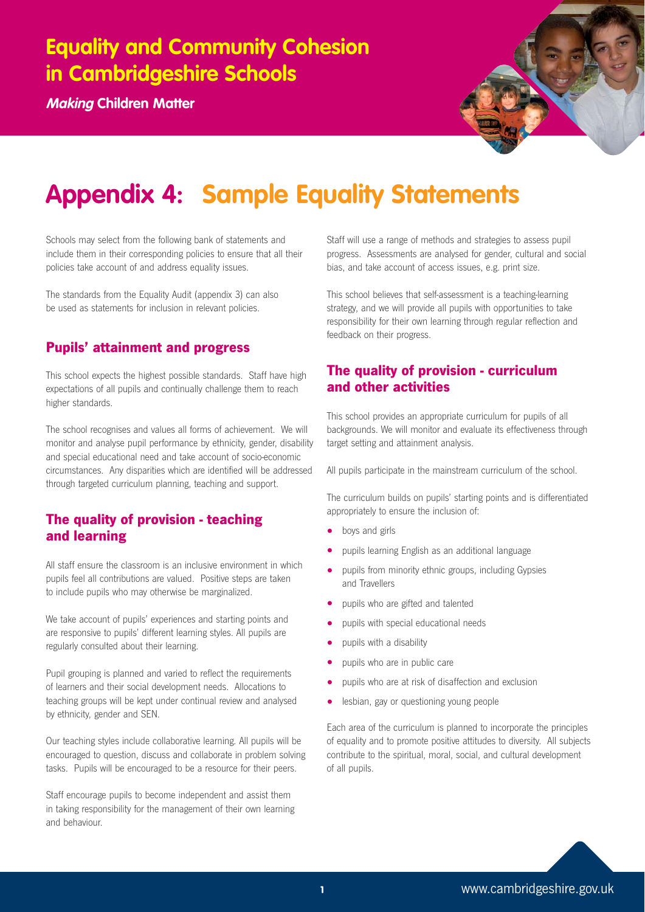# Appendix 4: Sample Equality Statements

Schools may select from the following bank of statements and include them in their corresponding policies to ensure that all their policies take account of and address equality issues.

The standards from the Equality Audit (appendix 3) can also be used as statements for inclusion in relevant policies.

## Pupils' attainment and progress

This school expects the highest possible standards. Staff have high expectations of all pupils and continually challenge them to reach higher standards.

The school recognises and values all forms of achievement. We will monitor and analyse pupil performance by ethnicity, gender, disability and special educational need and take account of socio-economic circumstances. Any disparities which are identified will be addressed through targeted curriculum planning, teaching and support.

## The quality of provision - teaching and learning

All staff ensure the classroom is an inclusive environment in which pupils feel all contributions are valued. Positive steps are taken to include pupils who may otherwise be marginalized.

We take account of pupils' experiences and starting points and are responsive to pupils' different learning styles. All pupils are regularly consulted about their learning.

Pupil grouping is planned and varied to reflect the requirements of learners and their social development needs. Allocations to teaching groups will be kept under continual review and analysed by ethnicity, gender and SEN.

Our teaching styles include collaborative learning. All pupils will be encouraged to question, discuss and collaborate in problem solving tasks. Pupils will be encouraged to be a resource for their peers.

Staff encourage pupils to become independent and assist them in taking responsibility for the management of their own learning and behaviour.

Staff will use a range of methods and strategies to assess pupil progress. Assessments are analysed for gender, cultural and social bias, and take account of access issues, e.g. print size.

This school believes that self-assessment is a teaching-learning strategy, and we will provide all pupils with opportunities to take responsibility for their own learning through regular reflection and feedback on their progress.

## The quality of provision - curriculum and other activities

This school provides an appropriate curriculum for pupils of all backgrounds. We will monitor and evaluate its effectiveness through target setting and attainment analysis.

All pupils participate in the mainstream curriculum of the school.

The curriculum builds on pupils' starting points and is differentiated appropriately to ensure the inclusion of:

- boys and girls
- pupils learning English as an additional language
- pupils from minority ethnic groups, including Gypsies and Travellers
- pupils who are gifted and talented
- pupils with special educational needs
- pupils with a disability
- pupils who are in public care
- pupils who are at risk of disaffection and exclusion
- lesbian, gay or questioning young people

Each area of the curriculum is planned to incorporate the principles of equality and to promote positive attitudes to diversity. All subjects contribute to the spiritual, moral, social, and cultural development of all pupils.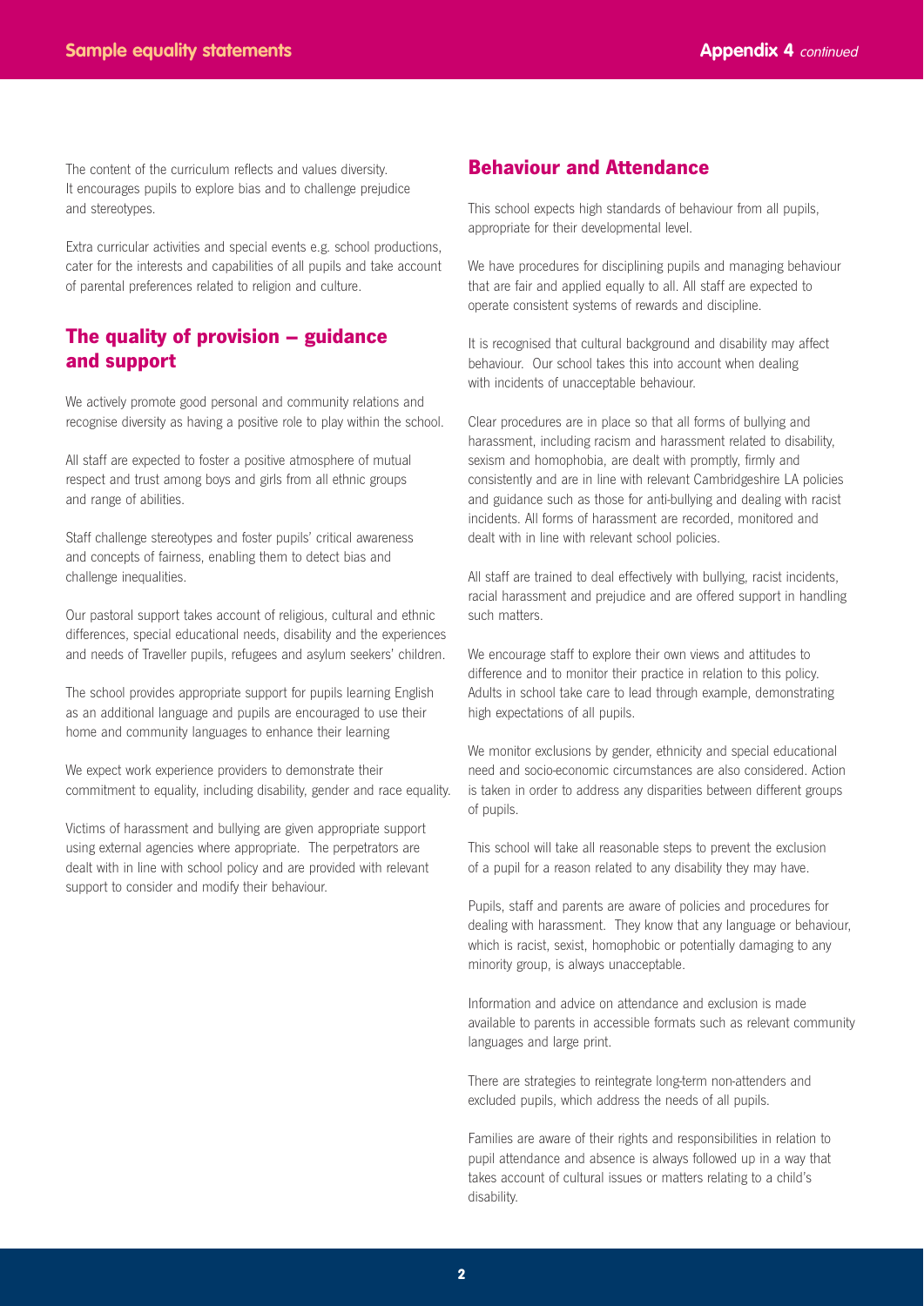The content of the curriculum reflects and values diversity. It encourages pupils to explore bias and to challenge prejudice and stereotypes.

Extra curricular activities and special events e.g. school productions, cater for the interests and capabilities of all pupils and take account of parental preferences related to religion and culture.

## The quality of provision – guidance and support

We actively promote good personal and community relations and recognise diversity as having a positive role to play within the school.

All staff are expected to foster a positive atmosphere of mutual respect and trust among boys and girls from all ethnic groups and range of abilities.

Staff challenge stereotypes and foster pupils' critical awareness and concepts of fairness, enabling them to detect bias and challenge inequalities.

Our pastoral support takes account of religious, cultural and ethnic differences, special educational needs, disability and the experiences and needs of Traveller pupils, refugees and asylum seekers' children.

The school provides appropriate support for pupils learning English as an additional language and pupils are encouraged to use their home and community languages to enhance their learning

We expect work experience providers to demonstrate their commitment to equality, including disability, gender and race equality.

Victims of harassment and bullying are given appropriate support using external agencies where appropriate. The perpetrators are dealt with in line with school policy and are provided with relevant support to consider and modify their behaviour.

## Behaviour and Attendance

This school expects high standards of behaviour from all pupils, appropriate for their developmental level.

We have procedures for disciplining pupils and managing behaviour that are fair and applied equally to all. All staff are expected to operate consistent systems of rewards and discipline.

It is recognised that cultural background and disability may affect behaviour. Our school takes this into account when dealing with incidents of unacceptable behaviour.

Clear procedures are in place so that all forms of bullying and harassment, including racism and harassment related to disability, sexism and homophobia, are dealt with promptly, firmly and consistently and are in line with relevant Cambridgeshire LA policies and guidance such as those for anti-bullying and dealing with racist incidents. All forms of harassment are recorded, monitored and dealt with in line with relevant school policies.

All staff are trained to deal effectively with bullying, racist incidents, racial harassment and prejudice and are offered support in handling such matters.

We encourage staff to explore their own views and attitudes to difference and to monitor their practice in relation to this policy. Adults in school take care to lead through example, demonstrating high expectations of all pupils.

We monitor exclusions by gender, ethnicity and special educational need and socio-economic circumstances are also considered. Action is taken in order to address any disparities between different groups of pupils.

This school will take all reasonable steps to prevent the exclusion of a pupil for a reason related to any disability they may have.

Pupils, staff and parents are aware of policies and procedures for dealing with harassment. They know that any language or behaviour, which is racist, sexist, homophobic or potentially damaging to any minority group, is always unacceptable.

Information and advice on attendance and exclusion is made available to parents in accessible formats such as relevant community languages and large print.

There are strategies to reintegrate long-term non-attenders and excluded pupils, which address the needs of all pupils.

Families are aware of their rights and responsibilities in relation to pupil attendance and absence is always followed up in a way that takes account of cultural issues or matters relating to a child's disability.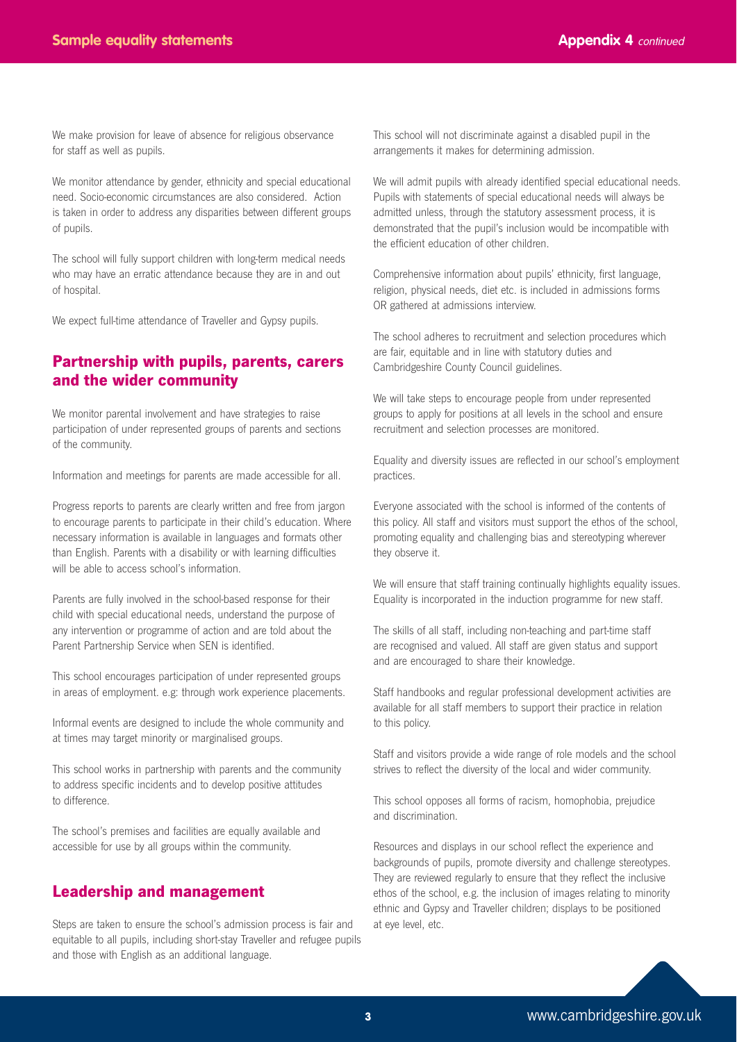We make provision for leave of absence for religious observance for staff as well as pupils.

We monitor attendance by gender, ethnicity and special educational need. Socio-economic circumstances are also considered. Action is taken in order to address any disparities between different groups of pupils.

The school will fully support children with long-term medical needs who may have an erratic attendance because they are in and out of hospital.

We expect full-time attendance of Traveller and Gypsy pupils.

## Partnership with pupils, parents, carers and the wider community

We monitor parental involvement and have strategies to raise participation of under represented groups of parents and sections of the community.

Information and meetings for parents are made accessible for all.

Progress reports to parents are clearly written and free from jargon to encourage parents to participate in their child's education. Where necessary information is available in languages and formats other than English. Parents with a disability or with learning difficulties will be able to access school's information.

Parents are fully involved in the school-based response for their child with special educational needs, understand the purpose of any intervention or programme of action and are told about the Parent Partnership Service when SEN is identified.

This school encourages participation of under represented groups in areas of employment. e.g: through work experience placements.

Informal events are designed to include the whole community and at times may target minority or marginalised groups.

This school works in partnership with parents and the community to address specific incidents and to develop positive attitudes to difference.

The school's premises and facilities are equally available and accessible for use by all groups within the community.

## Leadership and management

Steps are taken to ensure the school's admission process is fair and equitable to all pupils, including short-stay Traveller and refugee pupils and those with English as an additional language.

This school will not discriminate against a disabled pupil in the arrangements it makes for determining admission.

We will admit pupils with already identified special educational needs. Pupils with statements of special educational needs will always be admitted unless, through the statutory assessment process, it is demonstrated that the pupil's inclusion would be incompatible with the efficient education of other children.

Comprehensive information about pupils' ethnicity, first language, religion, physical needs, diet etc. is included in admissions forms OR gathered at admissions interview.

The school adheres to recruitment and selection procedures which are fair, equitable and in line with statutory duties and Cambridgeshire County Council guidelines.

We will take steps to encourage people from under represented groups to apply for positions at all levels in the school and ensure recruitment and selection processes are monitored.

Equality and diversity issues are reflected in our school's employment practices.

Everyone associated with the school is informed of the contents of this policy. All staff and visitors must support the ethos of the school, promoting equality and challenging bias and stereotyping wherever they observe it.

We will ensure that staff training continually highlights equality issues. Equality is incorporated in the induction programme for new staff.

The skills of all staff, including non-teaching and part-time staff are recognised and valued. All staff are given status and support and are encouraged to share their knowledge.

Staff handbooks and regular professional development activities are available for all staff members to support their practice in relation to this policy.

Staff and visitors provide a wide range of role models and the school strives to reflect the diversity of the local and wider community.

This school opposes all forms of racism, homophobia, prejudice and discrimination.

Resources and displays in our school reflect the experience and backgrounds of pupils, promote diversity and challenge stereotypes. They are reviewed regularly to ensure that they reflect the inclusive ethos of the school, e.g. the inclusion of images relating to minority ethnic and Gypsy and Traveller children; displays to be positioned at eye level, etc.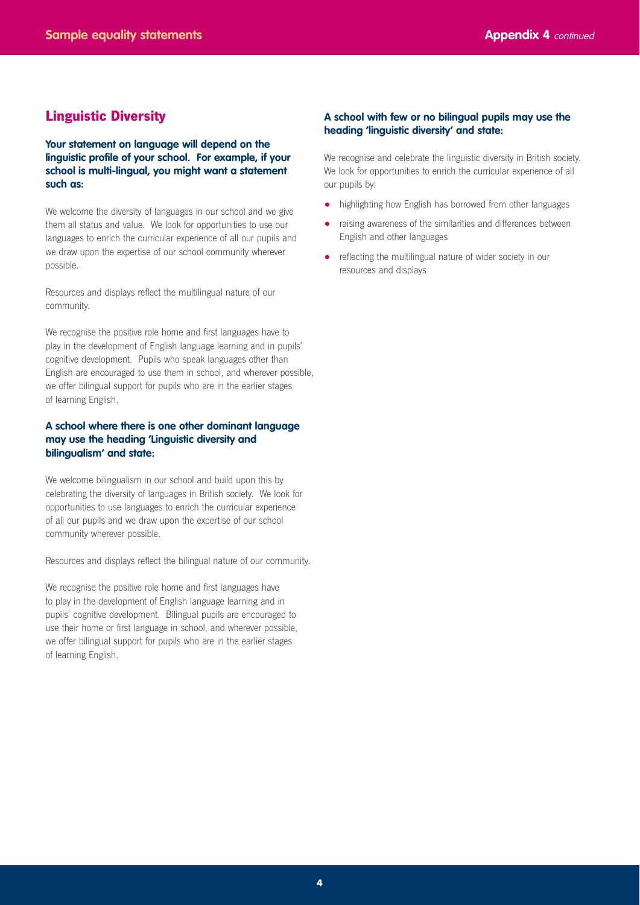## Linguistic Diversity

**Your statement on language will depend on the linguistic profile of your school. For example, if your school is multi-lingual, you might want a statement such as:**

We welcome the diversity of languages in our school and we give them all status and value. We look for opportunities to use our languages to enrich the curricular experience of all our pupils and we draw upon the expertise of our school community wherever possible.

Resources and displays reflect the multilingual nature of our community.

We recognise the positive role home and first languages have to play in the development of English language learning and in pupils' cognitive development. Pupils who speak languages other than English are encouraged to use them in school, and wherever possible, we offer bilingual support for pupils who are in the earlier stages of learning English.

**A school where there is one other dominant language may use the heading 'Linguistic diversity and bilingualism' and state:**

We welcome bilingualism in our school and build upon this by celebrating the diversity of languages in British society. We look for opportunities to use languages to enrich the curricular experience of all our pupils and we draw upon the expertise of our school community wherever possible.

Resources and displays reflect the bilingual nature of our community.

We recognise the positive role home and first languages have to play in the development of English language learning and in pupils' cognitive development. Bilingual pupils are encouraged to use their home or first language in school, and wherever possible, we offer bilingual support for pupils who are in the earlier stages of learning English.

**A school with few or no bilingual pupils may use the heading 'linguistic diversity' and state:**

We recognise and celebrate the linguistic diversity in British society. We look for opportunities to enrich the curricular experience of all our pupils by:

- highlighting how English has borrowed from other languages
- raising awareness of the similarities and differences between English and other languages
- reflecting the multilingual nature of wider society in our resources and displays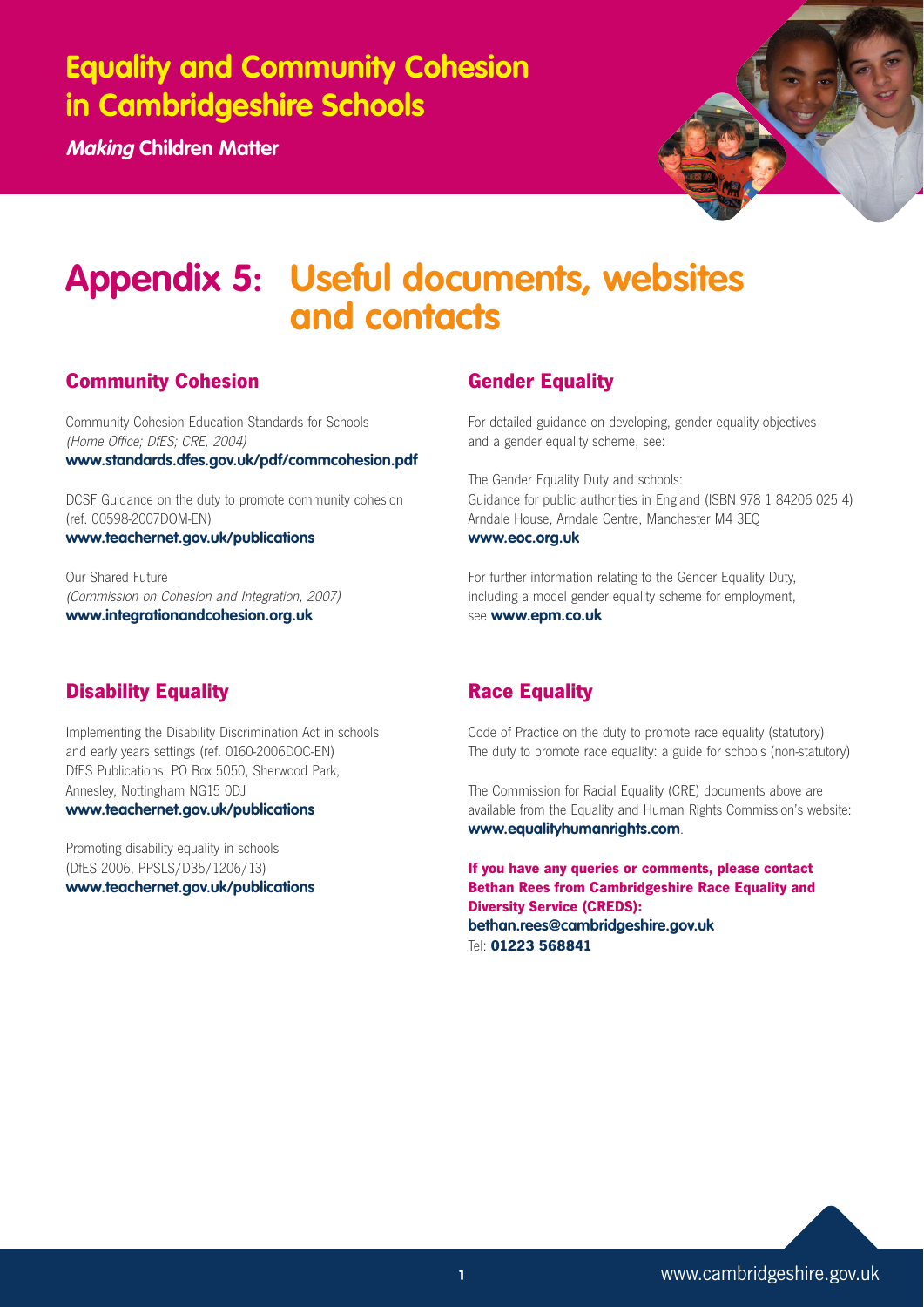# Equality and Community Cohesion in Cambridgeshire Schools

***Making* Children Matter**

# Appendix 5: Useful documents, websites and contacts

## Community Cohesion

Community Cohesion Education Standards for Schools
*(Home Office; DfES; CRE, 2004)*
**www.standards.dfes.gov.uk/pdf/commcohesion.pdf**

DCSF Guidance on the duty to promote community cohesion (ref. 00598-2007DOM-EN)
**www.teachernet.gov.uk/publications**

Our Shared Future
*(Commission on Cohesion and Integration, 2007)*
**www.integrationandcohesion.org.uk**

## Disability Equality

Implementing the Disability Discrimination Act in schools and early years settings (ref. 0160-2006DOC-EN)
DfES Publications, PO Box 5050, Sherwood Park, Annesley, Nottingham NG15 0DJ
**www.teachernet.gov.uk/publications**

Promoting disability equality in schools
(DfES 2006, PPSLS/D35/1206/13)
**www.teachernet.gov.uk/publications**

## Gender Equality

For detailed guidance on developing, gender equality objectives and a gender equality scheme, see:

The Gender Equality Duty and schools:
Guidance for public authorities in England (ISBN 978 1 84206 025 4)
Arndale House, Arndale Centre, Manchester M4 3EQ
**www.eoc.org.uk**

For further information relating to the Gender Equality Duty, including a model gender equality scheme for employment, see **www.epm.co.uk**

## Race Equality

Code of Practice on the duty to promote race equality (statutory)
The duty to promote race equality: a guide for schools (non-statutory)

The Commission for Racial Equality (CRE) documents above are available from the Equality and Human Rights Commission's website: **www.equalityhumanrights.com**.

**If you have any queries or comments, please contact Bethan Rees from Cambridgeshire Race Equality and Diversity Service (CREDS):**
**bethan.rees@cambridgeshire.gov.uk**
Tel: **01223 568841**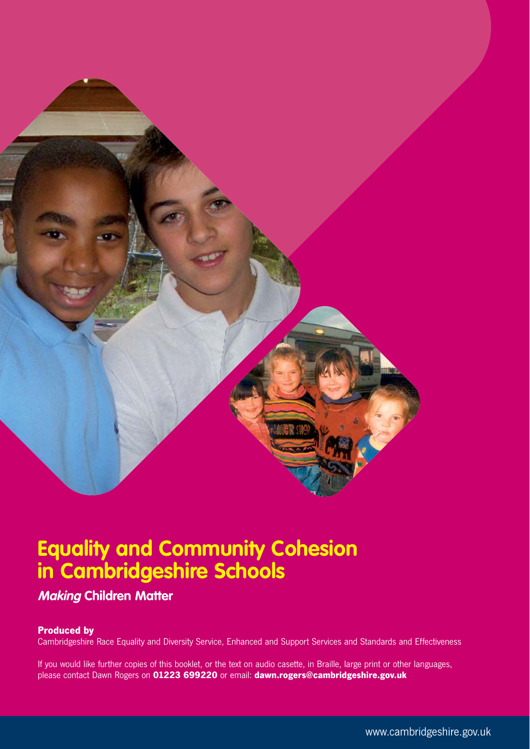# Equality and Community Cohesion in Cambridgeshire Schools

***Making* Children Matter**

**Produced by**
Cambridgeshire Race Equality and Diversity Service, Enhanced and Support Services and Standards and Effectiveness

If you would like further copies of this booklet, or the text on audio casette, in Braille, large print or other languages, please contact Dawn Rogers on **01223 699220** or email: **dawn.rogers@cambridgeshire.gov.uk**

www.cambridgeshire.gov.uk